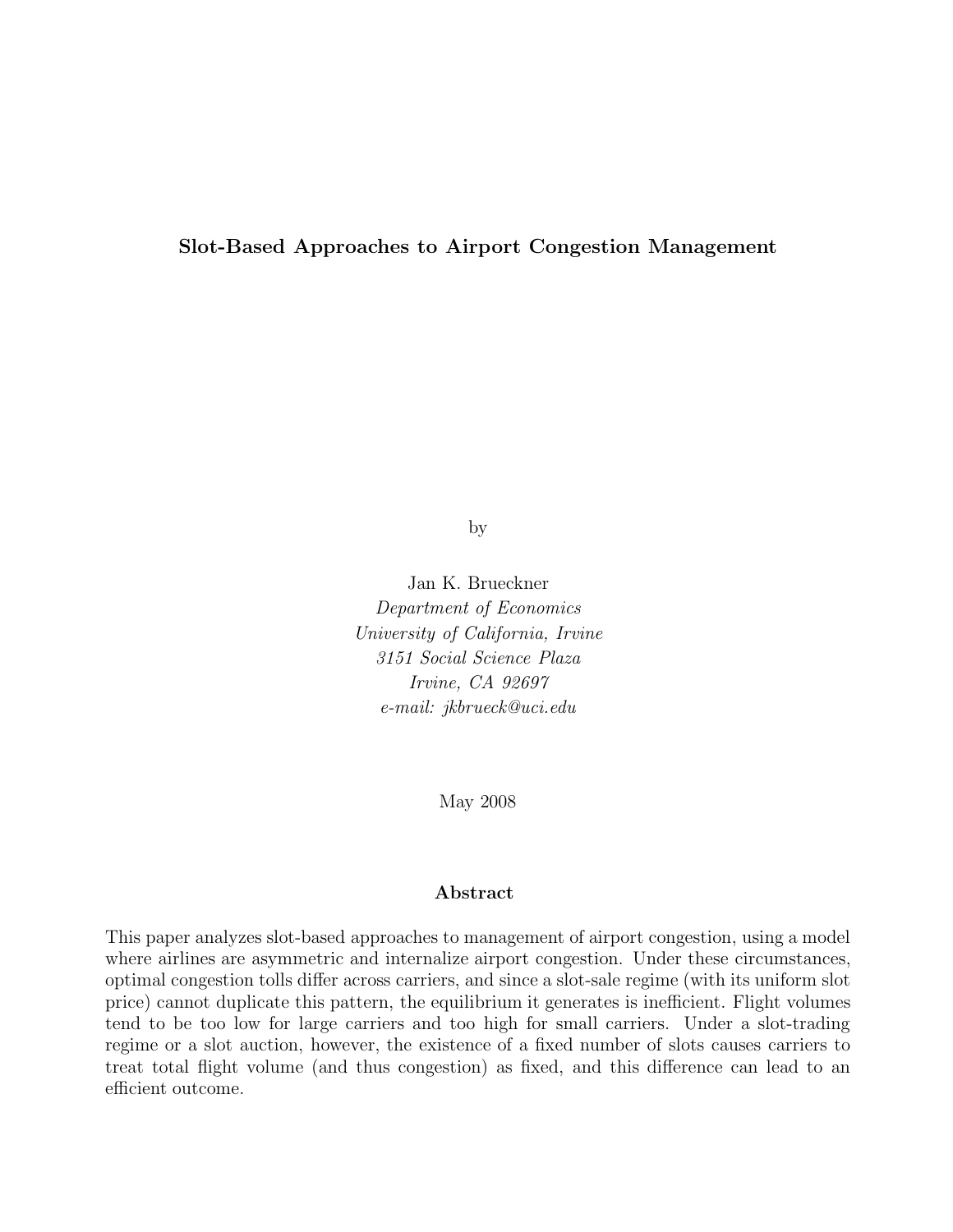# Slot-Based Approaches to Airport Congestion Management

by

Jan K. Brueckner
*Department of Economics*
*University of California, Irvine*
*3151 Social Science Plaza*
*Irvine, CA 92697*
*e-mail: jkbrueck@uci.edu*

May 2008

## Abstract

This paper analyzes slot-based approaches to management of airport congestion, using a model where airlines are asymmetric and internalize airport congestion. Under these circumstances, optimal congestion tolls differ across carriers, and since a slot-sale regime (with its uniform slot price) cannot duplicate this pattern, the equilibrium it generates is inefficient. Flight volumes tend to be too low for large carriers and too high for small carriers. Under a slot-trading regime or a slot auction, however, the existence of a fixed number of slots causes carriers to treat total flight volume (and thus congestion) as fixed, and this difference can lead to an efficient outcome.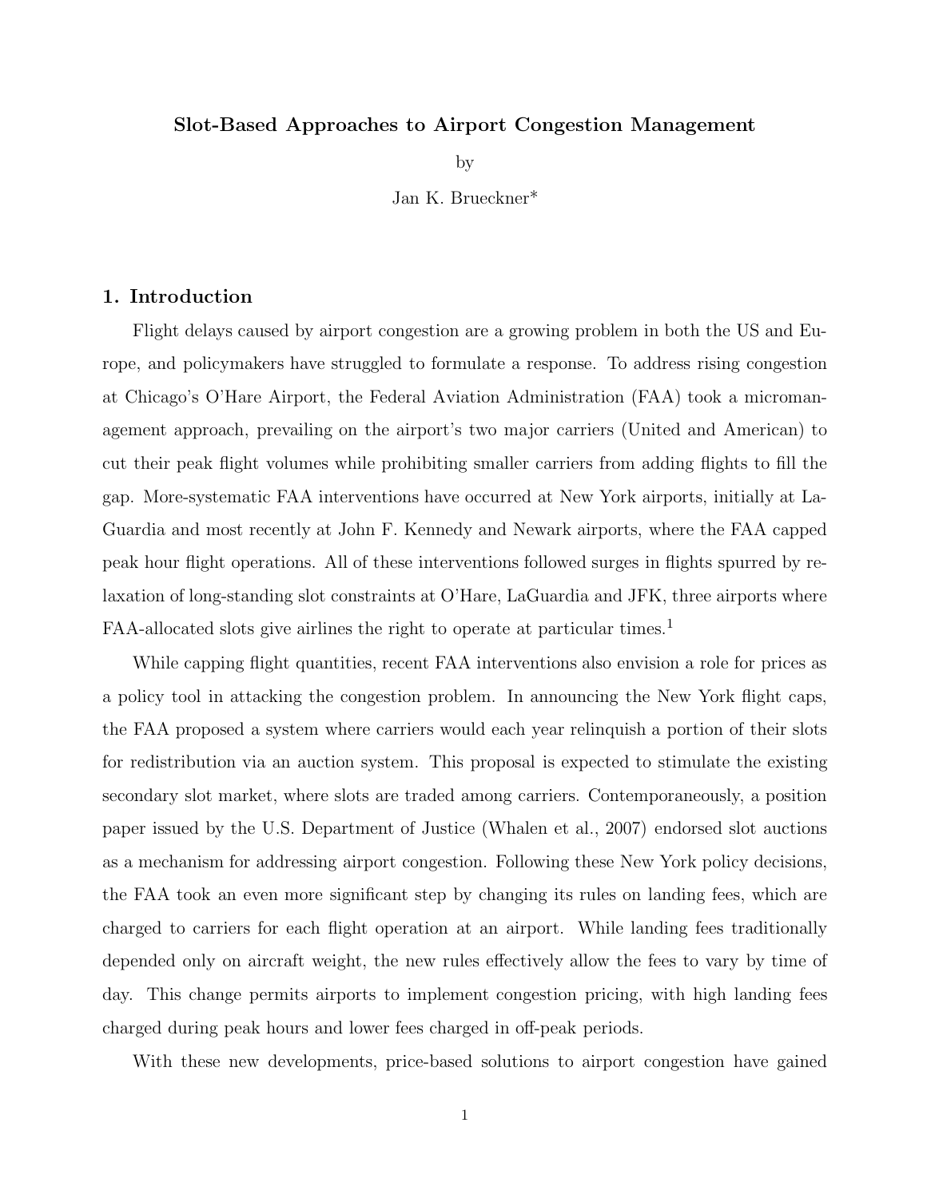**Slot-Based Approaches to Airport Congestion Management**

by

Jan K. Brueckner*

## 1. Introduction

Flight delays caused by airport congestion are a growing problem in both the US and Europe, and policymakers have struggled to formulate a response. To address rising congestion at Chicago's O'Hare Airport, the Federal Aviation Administration (FAA) took a micromanagement approach, prevailing on the airport's two major carriers (United and American) to cut their peak flight volumes while prohibiting smaller carriers from adding flights to fill the gap. More-systematic FAA interventions have occurred at New York airports, initially at LaGuardia and most recently at John F. Kennedy and Newark airports, where the FAA capped peak hour flight operations. All of these interventions followed surges in flights spurred by relaxation of long-standing slot constraints at O'Hare, LaGuardia and JFK, three airports where FAA-allocated slots give airlines the right to operate at particular times.[1]

While capping flight quantities, recent FAA interventions also envision a role for prices as a policy tool in attacking the congestion problem. In announcing the New York flight caps, the FAA proposed a system where carriers would each year relinquish a portion of their slots for redistribution via an auction system. This proposal is expected to stimulate the existing secondary slot market, where slots are traded among carriers. Contemporaneously, a position paper issued by the U.S. Department of Justice (Whalen et al., 2007) endorsed slot auctions as a mechanism for addressing airport congestion. Following these New York policy decisions, the FAA took an even more significant step by changing its rules on landing fees, which are charged to carriers for each flight operation at an airport. While landing fees traditionally depended only on aircraft weight, the new rules effectively allow the fees to vary by time of day. This change permits airports to implement congestion pricing, with high landing fees charged during peak hours and lower fees charged in off-peak periods.

With these new developments, price-based solutions to airport congestion have gained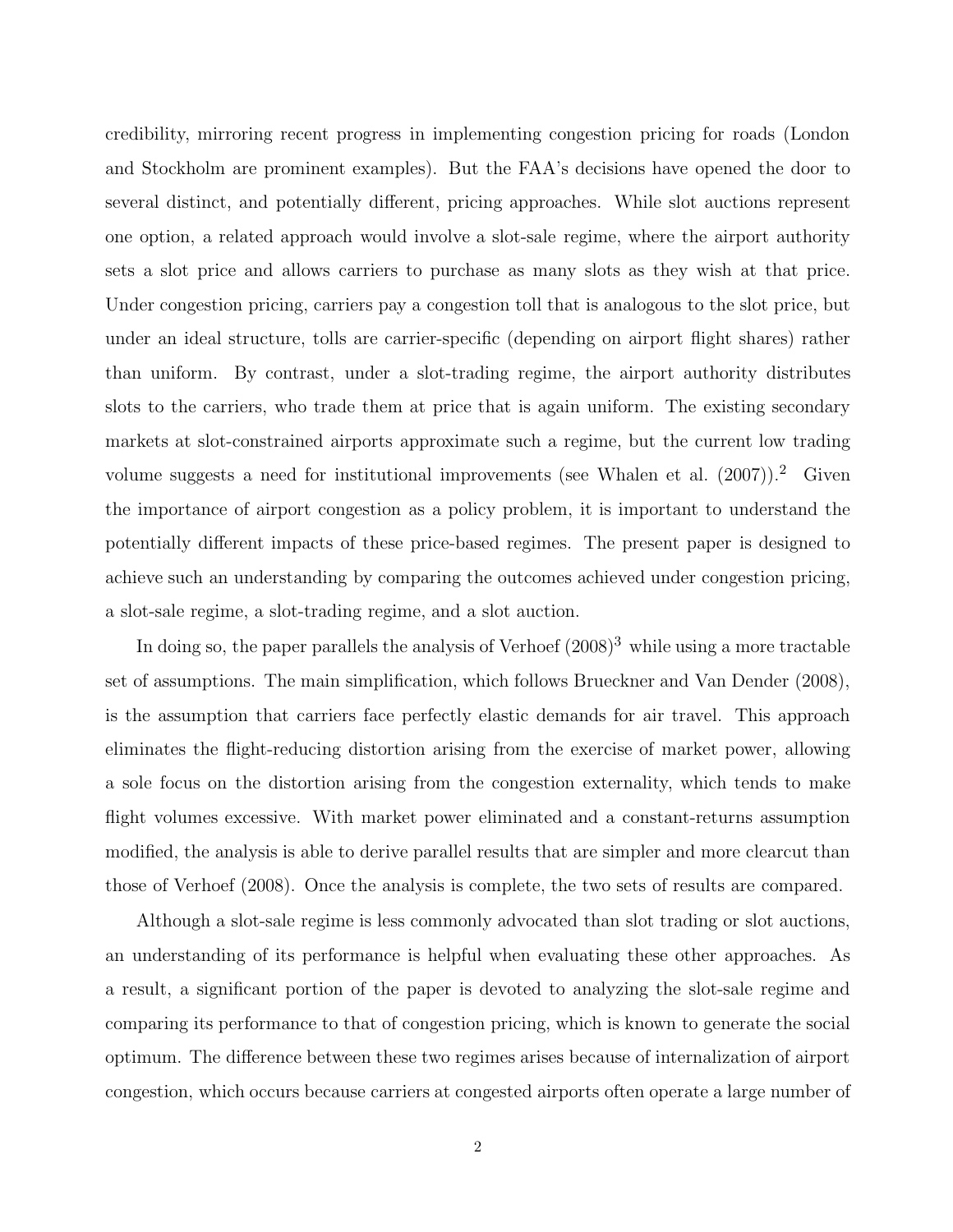credibility, mirroring recent progress in implementing congestion pricing for roads (London and Stockholm are prominent examples). But the FAA's decisions have opened the door to several distinct, and potentially different, pricing approaches. While slot auctions represent one option, a related approach would involve a slot-sale regime, where the airport authority sets a slot price and allows carriers to purchase as many slots as they wish at that price. Under congestion pricing, carriers pay a congestion toll that is analogous to the slot price, but under an ideal structure, tolls are carrier-specific (depending on airport flight shares) rather than uniform. By contrast, under a slot-trading regime, the airport authority distributes slots to the carriers, who trade them at price that is again uniform. The existing secondary markets at slot-constrained airports approximate such a regime, but the current low trading volume suggests a need for institutional improvements (see Whalen et al. (2007)).[2] Given the importance of airport congestion as a policy problem, it is important to understand the potentially different impacts of these price-based regimes. The present paper is designed to achieve such an understanding by comparing the outcomes achieved under congestion pricing, a slot-sale regime, a slot-trading regime, and a slot auction.

In doing so, the paper parallels the analysis of Verhoef (2008)[3] while using a more tractable set of assumptions. The main simplification, which follows Brueckner and Van Dender (2008), is the assumption that carriers face perfectly elastic demands for air travel. This approach eliminates the flight-reducing distortion arising from the exercise of market power, allowing a sole focus on the distortion arising from the congestion externality, which tends to make flight volumes excessive. With market power eliminated and a constant-returns assumption modified, the analysis is able to derive parallel results that are simpler and more clearcut than those of Verhoef (2008). Once the analysis is complete, the two sets of results are compared.

Although a slot-sale regime is less commonly advocated than slot trading or slot auctions, an understanding of its performance is helpful when evaluating these other approaches. As a result, a significant portion of the paper is devoted to analyzing the slot-sale regime and comparing its performance to that of congestion pricing, which is known to generate the social optimum. The difference between these two regimes arises because of internalization of airport congestion, which occurs because carriers at congested airports often operate a large number of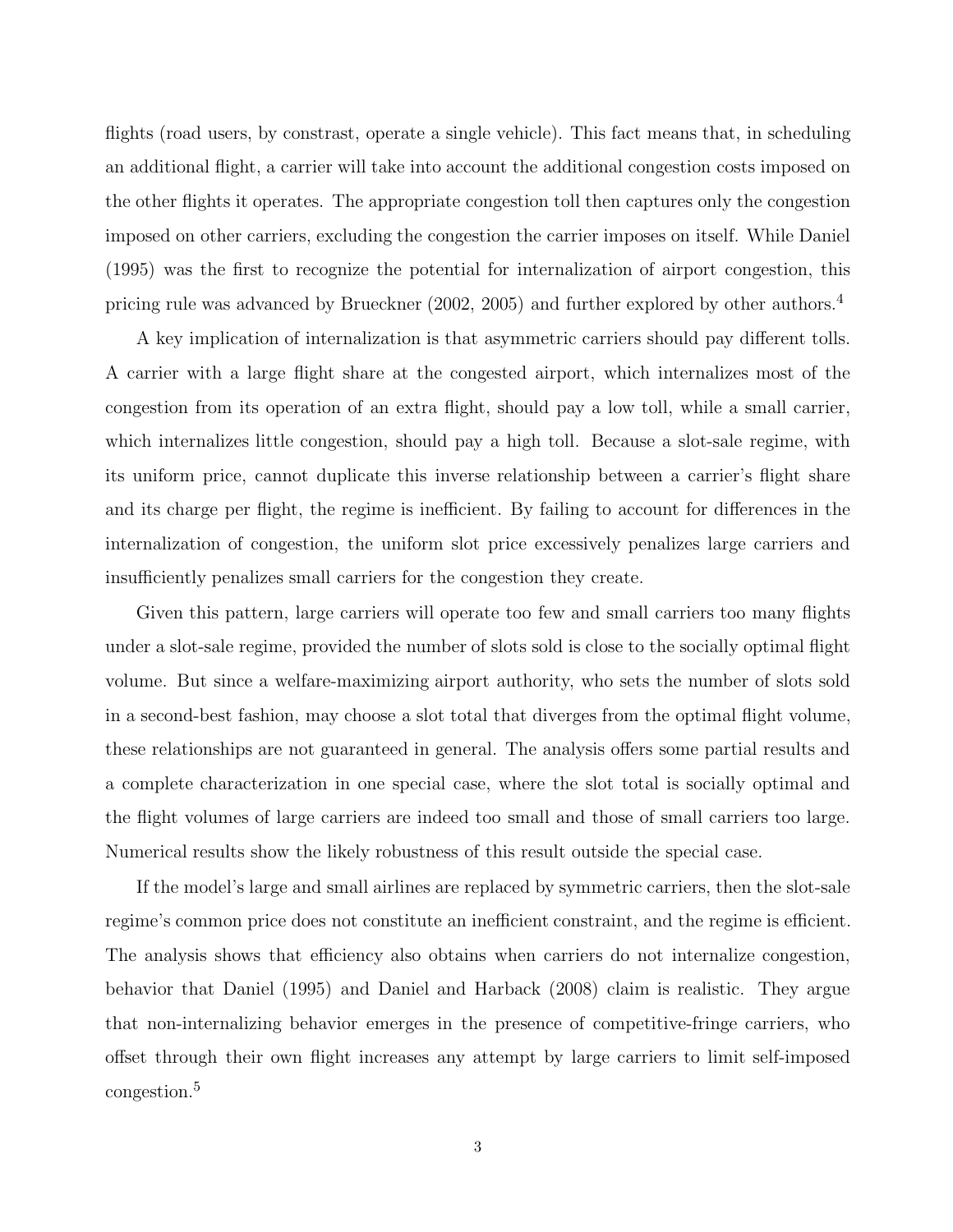flights (road users, by constrast, operate a single vehicle). This fact means that, in scheduling an additional flight, a carrier will take into account the additional congestion costs imposed on the other flights it operates. The appropriate congestion toll then captures only the congestion imposed on other carriers, excluding the congestion the carrier imposes on itself. While Daniel (1995) was the first to recognize the potential for internalization of airport congestion, this pricing rule was advanced by Brueckner (2002, 2005) and further explored by other authors.[4]

A key implication of internalization is that asymmetric carriers should pay different tolls. A carrier with a large flight share at the congested airport, which internalizes most of the congestion from its operation of an extra flight, should pay a low toll, while a small carrier, which internalizes little congestion, should pay a high toll. Because a slot-sale regime, with its uniform price, cannot duplicate this inverse relationship between a carrier's flight share and its charge per flight, the regime is inefficient. By failing to account for differences in the internalization of congestion, the uniform slot price excessively penalizes large carriers and insufficiently penalizes small carriers for the congestion they create.

Given this pattern, large carriers will operate too few and small carriers too many flights under a slot-sale regime, provided the number of slots sold is close to the socially optimal flight volume. But since a welfare-maximizing airport authority, who sets the number of slots sold in a second-best fashion, may choose a slot total that diverges from the optimal flight volume, these relationships are not guaranteed in general. The analysis offers some partial results and a complete characterization in one special case, where the slot total is socially optimal and the flight volumes of large carriers are indeed too small and those of small carriers too large. Numerical results show the likely robustness of this result outside the special case.

If the model's large and small airlines are replaced by symmetric carriers, then the slot-sale regime's common price does not constitute an inefficient constraint, and the regime is efficient. The analysis shows that efficiency also obtains when carriers do not internalize congestion, behavior that Daniel (1995) and Daniel and Harback (2008) claim is realistic. They argue that non-internalizing behavior emerges in the presence of competitive-fringe carriers, who offset through their own flight increases any attempt by large carriers to limit self-imposed congestion.[5]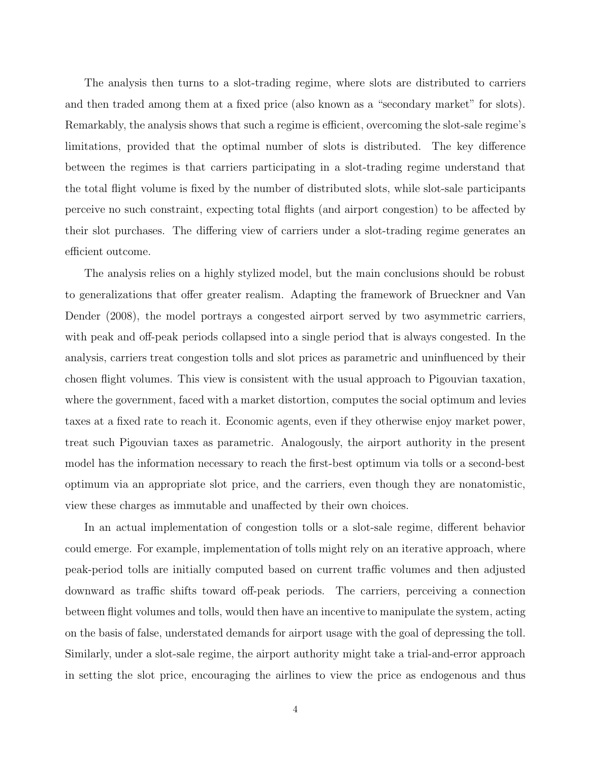The analysis then turns to a slot-trading regime, where slots are distributed to carriers and then traded among them at a fixed price (also known as a "secondary market" for slots). Remarkably, the analysis shows that such a regime is efficient, overcoming the slot-sale regime's limitations, provided that the optimal number of slots is distributed. The key difference between the regimes is that carriers participating in a slot-trading regime understand that the total flight volume is fixed by the number of distributed slots, while slot-sale participants perceive no such constraint, expecting total flights (and airport congestion) to be affected by their slot purchases. The differing view of carriers under a slot-trading regime generates an efficient outcome.

The analysis relies on a highly stylized model, but the main conclusions should be robust to generalizations that offer greater realism. Adapting the framework of Brueckner and Van Dender (2008), the model portrays a congested airport served by two asymmetric carriers, with peak and off-peak periods collapsed into a single period that is always congested. In the analysis, carriers treat congestion tolls and slot prices as parametric and uninfluenced by their chosen flight volumes. This view is consistent with the usual approach to Pigouvian taxation, where the government, faced with a market distortion, computes the social optimum and levies taxes at a fixed rate to reach it. Economic agents, even if they otherwise enjoy market power, treat such Pigouvian taxes as parametric. Analogously, the airport authority in the present model has the information necessary to reach the first-best optimum via tolls or a second-best optimum via an appropriate slot price, and the carriers, even though they are nonatomistic, view these charges as immutable and unaffected by their own choices.

In an actual implementation of congestion tolls or a slot-sale regime, different behavior could emerge. For example, implementation of tolls might rely on an iterative approach, where peak-period tolls are initially computed based on current traffic volumes and then adjusted downward as traffic shifts toward off-peak periods. The carriers, perceiving a connection between flight volumes and tolls, would then have an incentive to manipulate the system, acting on the basis of false, understated demands for airport usage with the goal of depressing the toll. Similarly, under a slot-sale regime, the airport authority might take a trial-and-error approach in setting the slot price, encouraging the airlines to view the price as endogenous and thus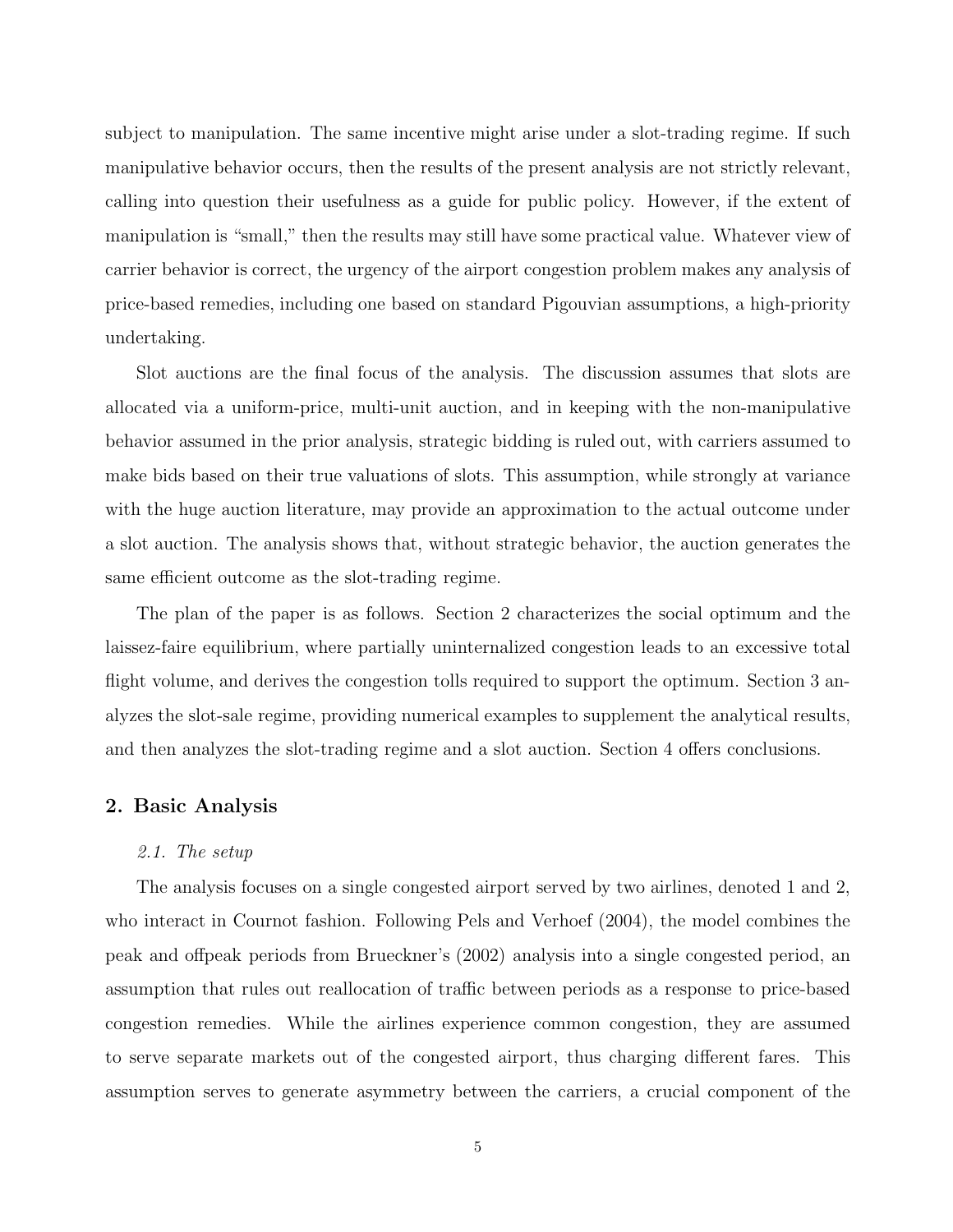subject to manipulation. The same incentive might arise under a slot-trading regime. If such manipulative behavior occurs, then the results of the present analysis are not strictly relevant, calling into question their usefulness as a guide for public policy. However, if the extent of manipulation is "small," then the results may still have some practical value. Whatever view of carrier behavior is correct, the urgency of the airport congestion problem makes any analysis of price-based remedies, including one based on standard Pigouvian assumptions, a high-priority undertaking.

Slot auctions are the final focus of the analysis. The discussion assumes that slots are allocated via a uniform-price, multi-unit auction, and in keeping with the non-manipulative behavior assumed in the prior analysis, strategic bidding is ruled out, with carriers assumed to make bids based on their true valuations of slots. This assumption, while strongly at variance with the huge auction literature, may provide an approximation to the actual outcome under a slot auction. The analysis shows that, without strategic behavior, the auction generates the same efficient outcome as the slot-trading regime.

The plan of the paper is as follows. Section 2 characterizes the social optimum and the laissez-faire equilibrium, where partially uninternalized congestion leads to an excessive total flight volume, and derives the congestion tolls required to support the optimum. Section 3 analyzes the slot-sale regime, providing numerical examples to supplement the analytical results, and then analyzes the slot-trading regime and a slot auction. Section 4 offers conclusions.

## 2. Basic Analysis

### *2.1. The setup*

The analysis focuses on a single congested airport served by two airlines, denoted 1 and 2, who interact in Cournot fashion. Following Pels and Verhoef (2004), the model combines the peak and offpeak periods from Brueckner's (2002) analysis into a single congested period, an assumption that rules out reallocation of traffic between periods as a response to price-based congestion remedies. While the airlines experience common congestion, they are assumed to serve separate markets out of the congested airport, thus charging different fares. This assumption serves to generate asymmetry between the carriers, a crucial component of the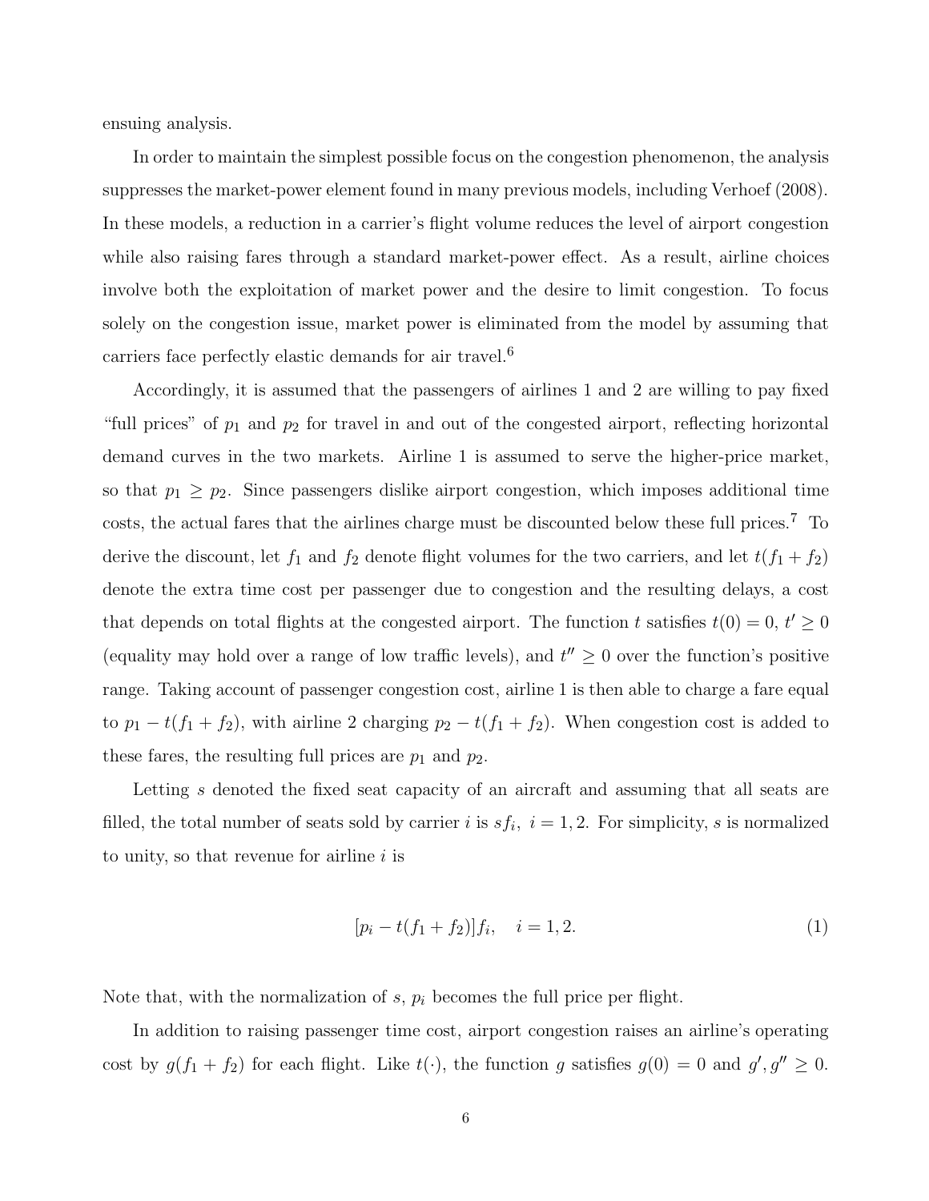ensuing analysis.

In order to maintain the simplest possible focus on the congestion phenomenon, the analysis suppresses the market-power element found in many previous models, including Verhoef (2008). In these models, a reduction in a carrier's flight volume reduces the level of airport congestion while also raising fares through a standard market-power effect. As a result, airline choices involve both the exploitation of market power and the desire to limit congestion. To focus solely on the congestion issue, market power is eliminated from the model by assuming that carriers face perfectly elastic demands for air travel.[6]

Accordingly, it is assumed that the passengers of airlines 1 and 2 are willing to pay fixed "full prices" of $p_1$ and $p_2$ for travel in and out of the congested airport, reflecting horizontal demand curves in the two markets. Airline 1 is assumed to serve the higher-price market, so that $p_1 \geq p_2$. Since passengers dislike airport congestion, which imposes additional time costs, the actual fares that the airlines charge must be discounted below these full prices.[7] To derive the discount, let $f_1$ and $f_2$ denote flight volumes for the two carriers, and let $t(f_1 + f_2)$ denote the extra time cost per passenger due to congestion and the resulting delays, a cost that depends on total flights at the congested airport. The function $t$ satisfies $t(0) = 0$, $t' \geq 0$ (equality may hold over a range of low traffic levels), and $t'' \geq 0$ over the function's positive range. Taking account of passenger congestion cost, airline 1 is then able to charge a fare equal to $p_1 - t(f_1 + f_2)$, with airline 2 charging $p_2 - t(f_1 + f_2)$. When congestion cost is added to these fares, the resulting full prices are $p_1$ and $p_2$.

Letting $s$ denoted the fixed seat capacity of an aircraft and assuming that all seats are filled, the total number of seats sold by carrier $i$ is $sf_i,\ i = 1, 2$. For simplicity, $s$ is normalized to unity, so that revenue for airline $i$ is

$$[p_i - t(f_1 + f_2)]f_i, \quad i = 1, 2. \tag{1}$$

Note that, with the normalization of $s$, $p_i$ becomes the full price per flight.

In addition to raising passenger time cost, airport congestion raises an airline's operating cost by $g(f_1 + f_2)$ for each flight. Like $t(\cdot)$, the function $g$ satisfies $g(0) = 0$ and $g', g'' \geq 0$.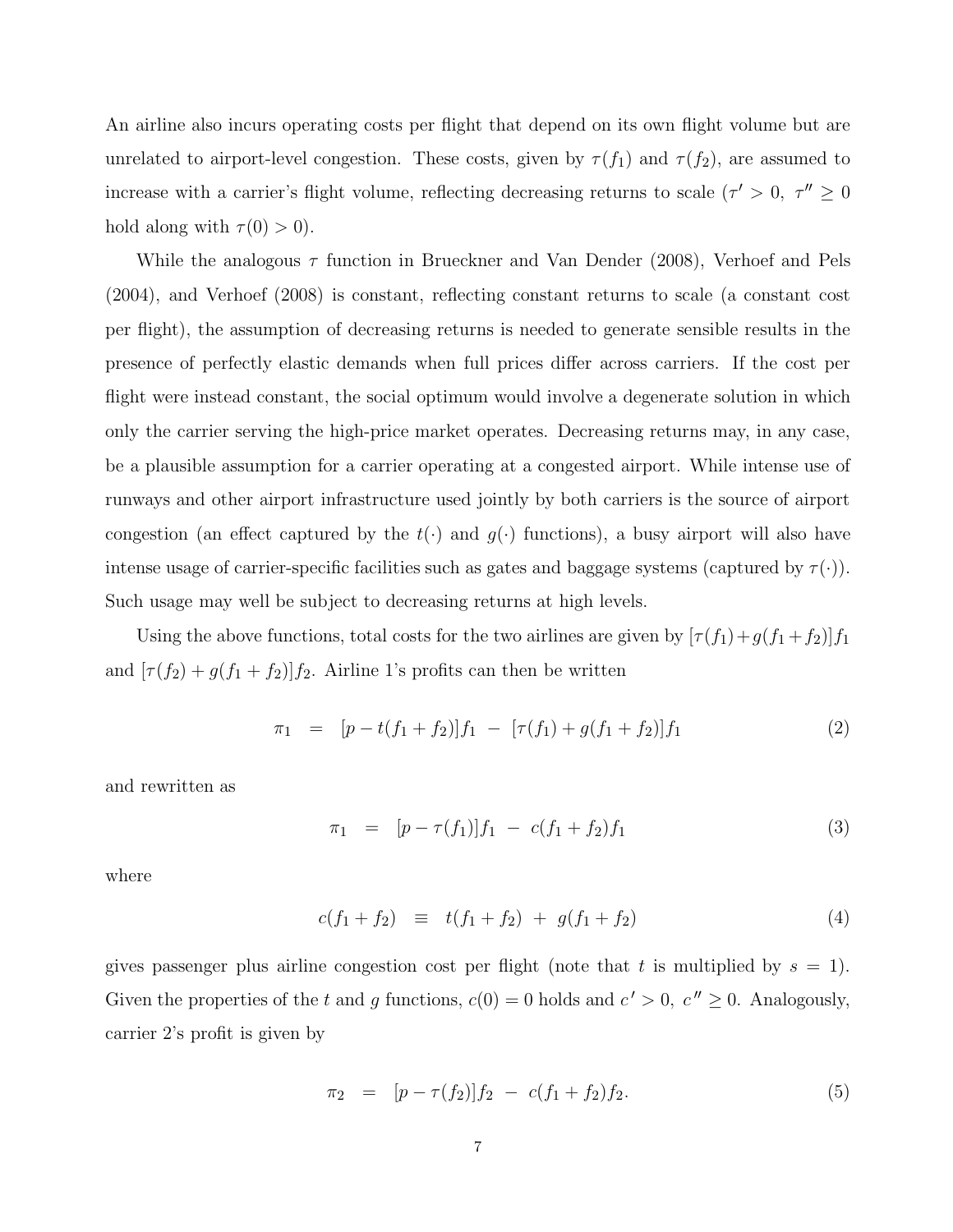An airline also incurs operating costs per flight that depend on its own flight volume but are unrelated to airport-level congestion. These costs, given by $\tau(f_1)$ and $\tau(f_2)$, are assumed to increase with a carrier's flight volume, reflecting decreasing returns to scale ($\tau' > 0,\ \tau'' \geq 0$ hold along with $\tau(0) > 0$).

While the analogous $\tau$ function in Brueckner and Van Dender (2008), Verhoef and Pels (2004), and Verhoef (2008) is constant, reflecting constant returns to scale (a constant cost per flight), the assumption of decreasing returns is needed to generate sensible results in the presence of perfectly elastic demands when full prices differ across carriers. If the cost per flight were instead constant, the social optimum would involve a degenerate solution in which only the carrier serving the high-price market operates. Decreasing returns may, in any case, be a plausible assumption for a carrier operating at a congested airport. While intense use of runways and other airport infrastructure used jointly by both carriers is the source of airport congestion (an effect captured by the $t(\cdot)$ and $g(\cdot)$ functions), a busy airport will also have intense usage of carrier-specific facilities such as gates and baggage systems (captured by $\tau(\cdot)$). Such usage may well be subject to decreasing returns at high levels.

Using the above functions, total costs for the two airlines are given by $[\tau(f_1)+g(f_1+f_2)]f_1$ and $[\tau(f_2) + g(f_1 + f_2)]f_2$. Airline 1's profits can then be written

$$\pi_1 \quad = \quad [p - t(f_1 + f_2)]f_1 \ - \ [\tau(f_1) + g(f_1 + f_2)]f_1 \tag{2}$$

and rewritten as

$$\pi_1 \quad = \quad [p - \tau(f_1)]f_1 \ - \ c(f_1 + f_2)f_1 \tag{3}$$

where

$$c(f_1 + f_2) \quad \equiv \quad t(f_1 + f_2) \ + \ g(f_1 + f_2) \tag{4}$$

gives passenger plus airline congestion cost per flight (note that $t$ is multiplied by $s = 1$). Given the properties of the $t$ and $g$ functions, $c(0) = 0$ holds and $c' > 0,\ c'' \geq 0$. Analogously, carrier 2's profit is given by

$$\pi_2 \quad = \quad [p - \tau(f_2)]f_2 \ - \ c(f_1 + f_2)f_2. \tag{5}$$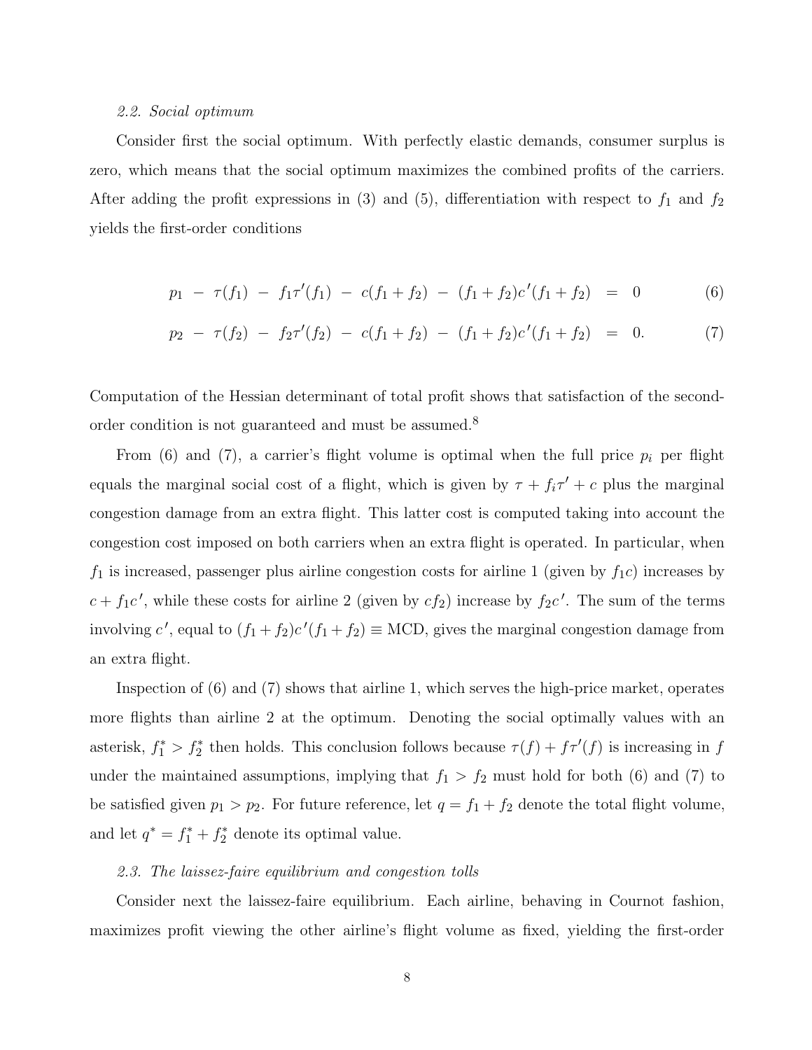*2.2. Social optimum*

Consider first the social optimum. With perfectly elastic demands, consumer surplus is zero, which means that the social optimum maximizes the combined profits of the carriers. After adding the profit expressions in (3) and (5), differentiation with respect to $f_1$ and $f_2$ yields the first-order conditions

$$p_1 \; - \; \tau(f_1) \; - \; f_1\tau'(f_1) \; - \; c(f_1 + f_2) \; - \; (f_1 + f_2)c'(f_1 + f_2) \;\; = \;\; 0 \tag{6}$$

$$p_2 \; - \; \tau(f_2) \; - \; f_2\tau'(f_2) \; - \; c(f_1 + f_2) \; - \; (f_1 + f_2)c'(f_1 + f_2) \;\; = \;\; 0. \tag{7}$$

Computation of the Hessian determinant of total profit shows that satisfaction of the second-order condition is not guaranteed and must be assumed.[8]

From (6) and (7), a carrier's flight volume is optimal when the full price $p_i$ per flight equals the marginal social cost of a flight, which is given by $\tau + f_i\tau' + c$ plus the marginal congestion damage from an extra flight. This latter cost is computed taking into account the congestion cost imposed on both carriers when an extra flight is operated. In particular, when $f_1$ is increased, passenger plus airline congestion costs for airline 1 (given by $f_1 c$) increases by $c + f_1 c'$, while these costs for airline 2 (given by $cf_2$) increase by $f_2 c'$. The sum of the terms involving $c'$, equal to $(f_1 + f_2)c'(f_1 + f_2) \equiv \text{MCD}$, gives the marginal congestion damage from an extra flight.

Inspection of (6) and (7) shows that airline 1, which serves the high-price market, operates more flights than airline 2 at the optimum. Denoting the social optimally values with an asterisk, $f_1^* > f_2^*$ then holds. This conclusion follows because $\tau(f) + f\tau'(f)$ is increasing in $f$ under the maintained assumptions, implying that $f_1 > f_2$ must hold for both (6) and (7) to be satisfied given $p_1 > p_2$. For future reference, let $q = f_1 + f_2$ denote the total flight volume, and let $q^* = f_1^* + f_2^*$ denote its optimal value.

*2.3. The laissez-faire equilibrium and congestion tolls*

Consider next the laissez-faire equilibrium. Each airline, behaving in Cournot fashion, maximizes profit viewing the other airline's flight volume as fixed, yielding the first-order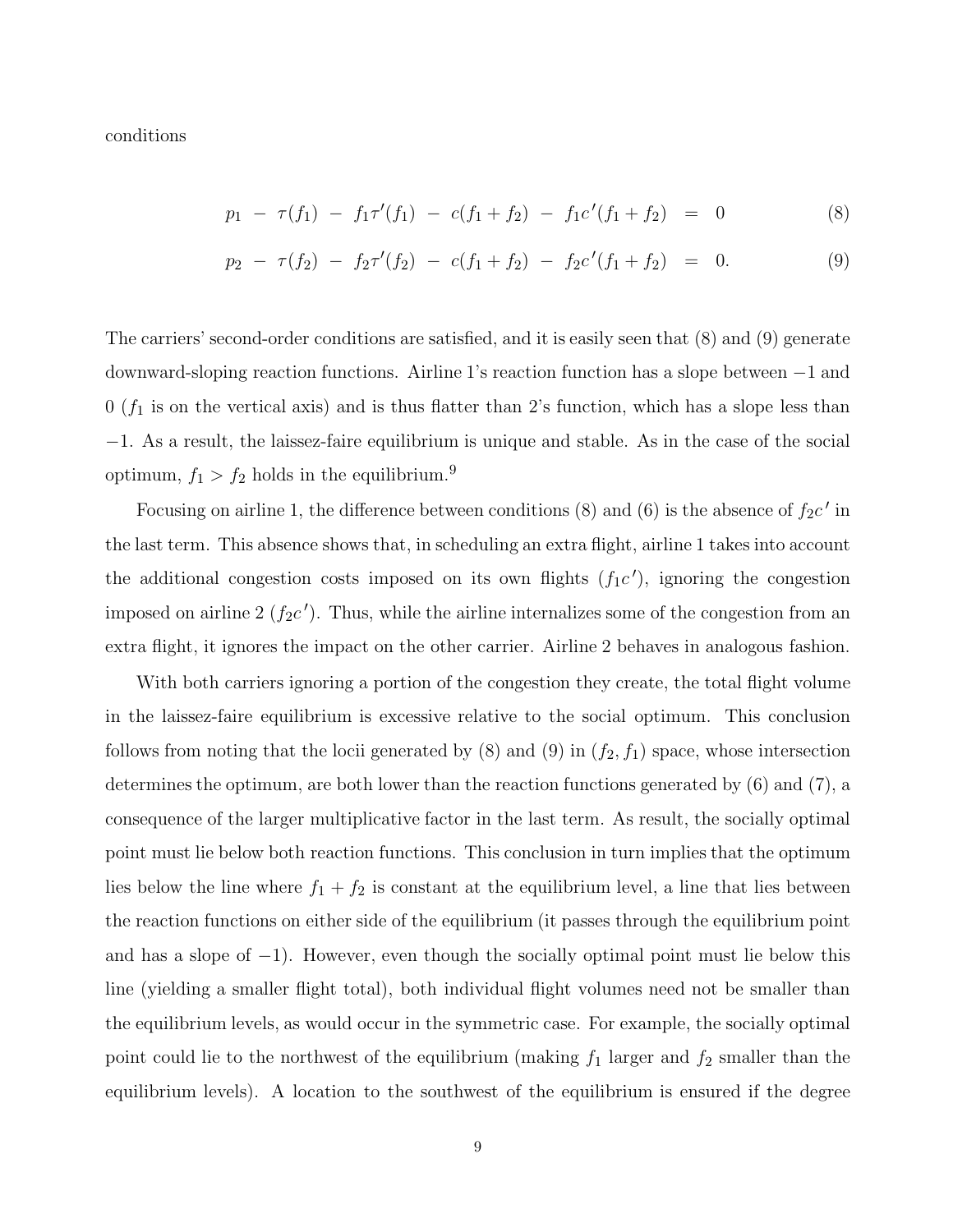conditions

$$p_1 \; - \; \tau(f_1) \; - \; f_1\tau'(f_1) \; - \; c(f_1 + f_2) \; - \; f_1 c'(f_1 + f_2) \;\; = \;\; 0 \tag{8}$$

$$p_2 \; - \; \tau(f_2) \; - \; f_2\tau'(f_2) \; - \; c(f_1 + f_2) \; - \; f_2 c'(f_1 + f_2) \;\; = \;\; 0. \tag{9}$$

The carriers' second-order conditions are satisfied, and it is easily seen that (8) and (9) generate downward-sloping reaction functions. Airline 1's reaction function has a slope between $-1$ and $0$ ($f_1$ is on the vertical axis) and is thus flatter than 2's function, which has a slope less than $-1$. As a result, the laissez-faire equilibrium is unique and stable. As in the case of the social optimum, $f_1 > f_2$ holds in the equilibrium.[9]

Focusing on airline 1, the difference between conditions (8) and (6) is the absence of $f_2 c'$ in the last term. This absence shows that, in scheduling an extra flight, airline 1 takes into account the additional congestion costs imposed on its own flights ($f_1 c'$), ignoring the congestion imposed on airline 2 ($f_2 c'$). Thus, while the airline internalizes some of the congestion from an extra flight, it ignores the impact on the other carrier. Airline 2 behaves in analogous fashion.

With both carriers ignoring a portion of the congestion they create, the total flight volume in the laissez-faire equilibrium is excessive relative to the social optimum. This conclusion follows from noting that the locii generated by (8) and (9) in $(f_2, f_1)$ space, whose intersection determines the optimum, are both lower than the reaction functions generated by (6) and (7), a consequence of the larger multiplicative factor in the last term. As result, the socially optimal point must lie below both reaction functions. This conclusion in turn implies that the optimum lies below the line where $f_1 + f_2$ is constant at the equilibrium level, a line that lies between the reaction functions on either side of the equilibrium (it passes through the equilibrium point and has a slope of $-1$). However, even though the socially optimal point must lie below this line (yielding a smaller flight total), both individual flight volumes need not be smaller than the equilibrium levels, as would occur in the symmetric case. For example, the socially optimal point could lie to the northwest of the equilibrium (making $f_1$ larger and $f_2$ smaller than the equilibrium levels). A location to the southwest of the equilibrium is ensured if the degree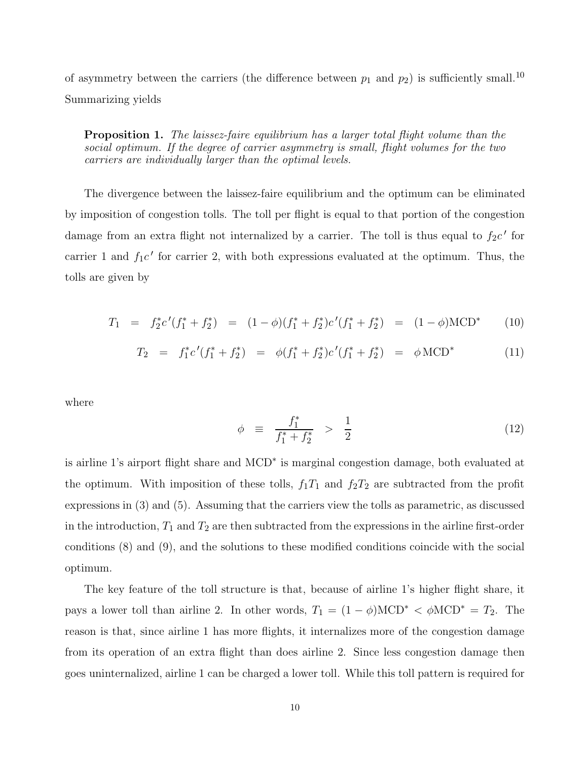of asymmetry between the carriers (the difference between $p_1$ and $p_2$) is sufficiently small.[10] Summarizing yields

**Proposition 1.** *The laissez-faire equilibrium has a larger total flight volume than the social optimum. If the degree of carrier asymmetry is small, flight volumes for the two carriers are individually larger than the optimal levels.*

The divergence between the laissez-faire equilibrium and the optimum can be eliminated by imposition of congestion tolls. The toll per flight is equal to that portion of the congestion damage from an extra flight not internalized by a carrier. The toll is thus equal to $f_2c'$ for carrier 1 and $f_1c'$ for carrier 2, with both expressions evaluated at the optimum. Thus, the tolls are given by

$$T_1 = f_2^* c'(f_1^* + f_2^*) = (1-\phi)(f_1^* + f_2^*)c'(f_1^* + f_2^*) = (1-\phi)\text{MCD}^* \qquad (10)$$

$$T_2 = f_1^* c'(f_1^* + f_2^*) = \phi(f_1^* + f_2^*)c'(f_1^* + f_2^*) = \phi\,\text{MCD}^* \qquad (11)$$

where

$$\phi \equiv \frac{f_1^*}{f_1^* + f_2^*} > \frac{1}{2} \qquad (12)$$

is airline 1's airport flight share and $\text{MCD}^*$ is marginal congestion damage, both evaluated at the optimum. With imposition of these tolls, $f_1T_1$ and $f_2T_2$ are subtracted from the profit expressions in (3) and (5). Assuming that the carriers view the tolls as parametric, as discussed in the introduction, $T_1$ and $T_2$ are then subtracted from the expressions in the airline first-order conditions (8) and (9), and the solutions to these modified conditions coincide with the social optimum.

The key feature of the toll structure is that, because of airline 1's higher flight share, it pays a lower toll than airline 2. In other words, $T_1 = (1-\phi)\text{MCD}^* < \phi\text{MCD}^* = T_2$. The reason is that, since airline 1 has more flights, it internalizes more of the congestion damage from its operation of an extra flight than does airline 2. Since less congestion damage then goes uninternalized, airline 1 can be charged a lower toll. While this toll pattern is required for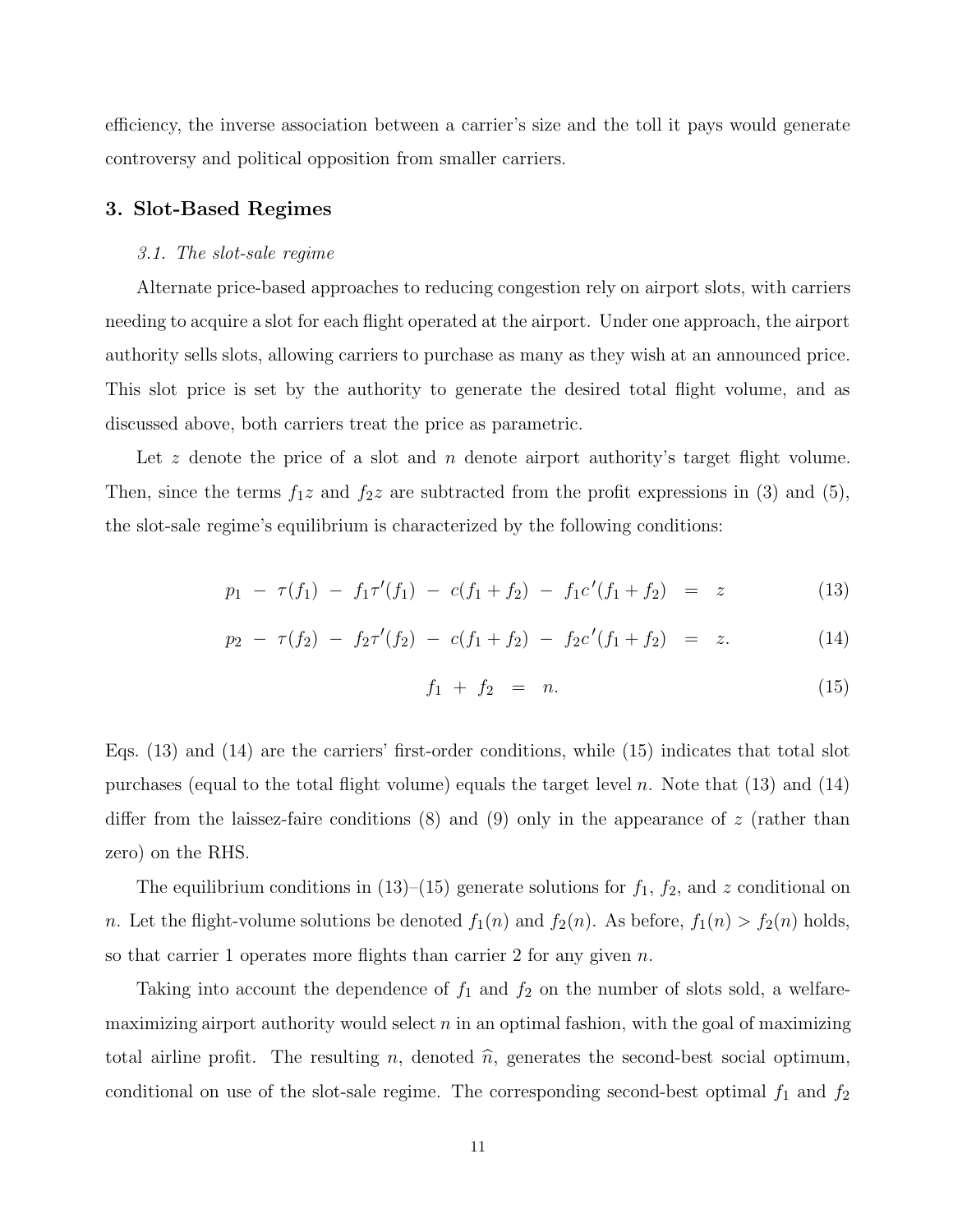efficiency, the inverse association between a carrier's size and the toll it pays would generate controversy and political opposition from smaller carriers.

## 3. Slot-Based Regimes

### *3.1. The slot-sale regime*

Alternate price-based approaches to reducing congestion rely on airport slots, with carriers needing to acquire a slot for each flight operated at the airport. Under one approach, the airport authority sells slots, allowing carriers to purchase as many as they wish at an announced price. This slot price is set by the authority to generate the desired total flight volume, and as discussed above, both carriers treat the price as parametric.

Let $z$ denote the price of a slot and $n$ denote airport authority's target flight volume. Then, since the terms $f_1 z$ and $f_2 z$ are subtracted from the profit expressions in (3) and (5), the slot-sale regime's equilibrium is characterized by the following conditions:

$$p_1 \;-\; \tau(f_1) \;-\; f_1\tau'(f_1) \;-\; c(f_1+f_2) \;-\; f_1 c'(f_1+f_2) \;=\; z \tag{13}$$

$$p_2 \;-\; \tau(f_2) \;-\; f_2\tau'(f_2) \;-\; c(f_1+f_2) \;-\; f_2 c'(f_1+f_2) \;=\; z. \tag{14}$$

$$f_1 \;+\; f_2 \;=\; n. \tag{15}$$

Eqs. (13) and (14) are the carriers' first-order conditions, while (15) indicates that total slot purchases (equal to the total flight volume) equals the target level $n$. Note that (13) and (14) differ from the laissez-faire conditions (8) and (9) only in the appearance of $z$ (rather than zero) on the RHS.

The equilibrium conditions in (13)–(15) generate solutions for $f_1$, $f_2$, and $z$ conditional on $n$. Let the flight-volume solutions be denoted $f_1(n)$ and $f_2(n)$. As before, $f_1(n) > f_2(n)$ holds, so that carrier 1 operates more flights than carrier 2 for any given $n$.

Taking into account the dependence of $f_1$ and $f_2$ on the number of slots sold, a welfare-maximizing airport authority would select $n$ in an optimal fashion, with the goal of maximizing total airline profit. The resulting $n$, denoted $\widehat{n}$, generates the second-best social optimum, conditional on use of the slot-sale regime. The corresponding second-best optimal $f_1$ and $f_2$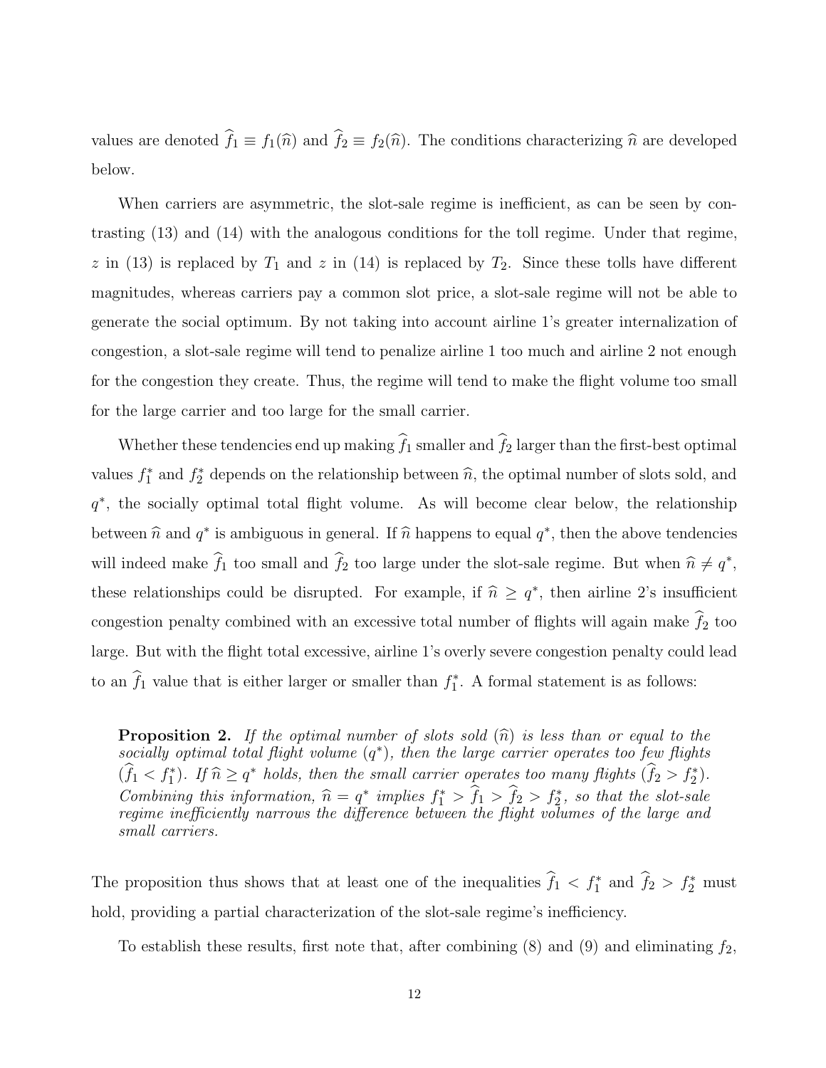values are denoted $\widehat{f}_1 \equiv f_1(\widehat{n})$ and $\widehat{f}_2 \equiv f_2(\widehat{n})$. The conditions characterizing $\widehat{n}$ are developed below.

When carriers are asymmetric, the slot-sale regime is inefficient, as can be seen by contrasting (13) and (14) with the analogous conditions for the toll regime. Under that regime, $z$ in (13) is replaced by $T_1$ and $z$ in (14) is replaced by $T_2$. Since these tolls have different magnitudes, whereas carriers pay a common slot price, a slot-sale regime will not be able to generate the social optimum. By not taking into account airline 1's greater internalization of congestion, a slot-sale regime will tend to penalize airline 1 too much and airline 2 not enough for the congestion they create. Thus, the regime will tend to make the flight volume too small for the large carrier and too large for the small carrier.

Whether these tendencies end up making $\widehat{f}_1$ smaller and $\widehat{f}_2$ larger than the first-best optimal values $f_1^*$ and $f_2^*$ depends on the relationship between $\widehat{n}$, the optimal number of slots sold, and $q^*$, the socially optimal total flight volume. As will become clear below, the relationship between $\widehat{n}$ and $q^*$ is ambiguous in general. If $\widehat{n}$ happens to equal $q^*$, then the above tendencies will indeed make $\widehat{f}_1$ too small and $\widehat{f}_2$ too large under the slot-sale regime. But when $\widehat{n} \neq q^*$, these relationships could be disrupted. For example, if $\widehat{n} \geq q^*$, then airline 2's insufficient congestion penalty combined with an excessive total number of flights will again make $\widehat{f}_2$ too large. But with the flight total excessive, airline 1's overly severe congestion penalty could lead to an $\widehat{f}_1$ value that is either larger or smaller than $f_1^*$. A formal statement is as follows:

> **Proposition 2.** *If the optimal number of slots sold ($\widehat{n}$) is less than or equal to the socially optimal total flight volume ($q^*$), then the large carrier operates too few flights ($\widehat{f}_1 < f_1^*$). If $\widehat{n} \geq q^*$ holds, then the small carrier operates too many flights ($\widehat{f}_2 > f_2^*$). Combining this information, $\widehat{n} = q^*$ implies $f_1^* > \widehat{f}_1 > \widehat{f}_2 > f_2^*$, so that the slot-sale regime inefficiently narrows the difference between the flight volumes of the large and small carriers.*

The proposition thus shows that at least one of the inequalities $\widehat{f}_1 < f_1^*$ and $\widehat{f}_2 > f_2^*$ must hold, providing a partial characterization of the slot-sale regime's inefficiency.

To establish these results, first note that, after combining (8) and (9) and eliminating $f_2$,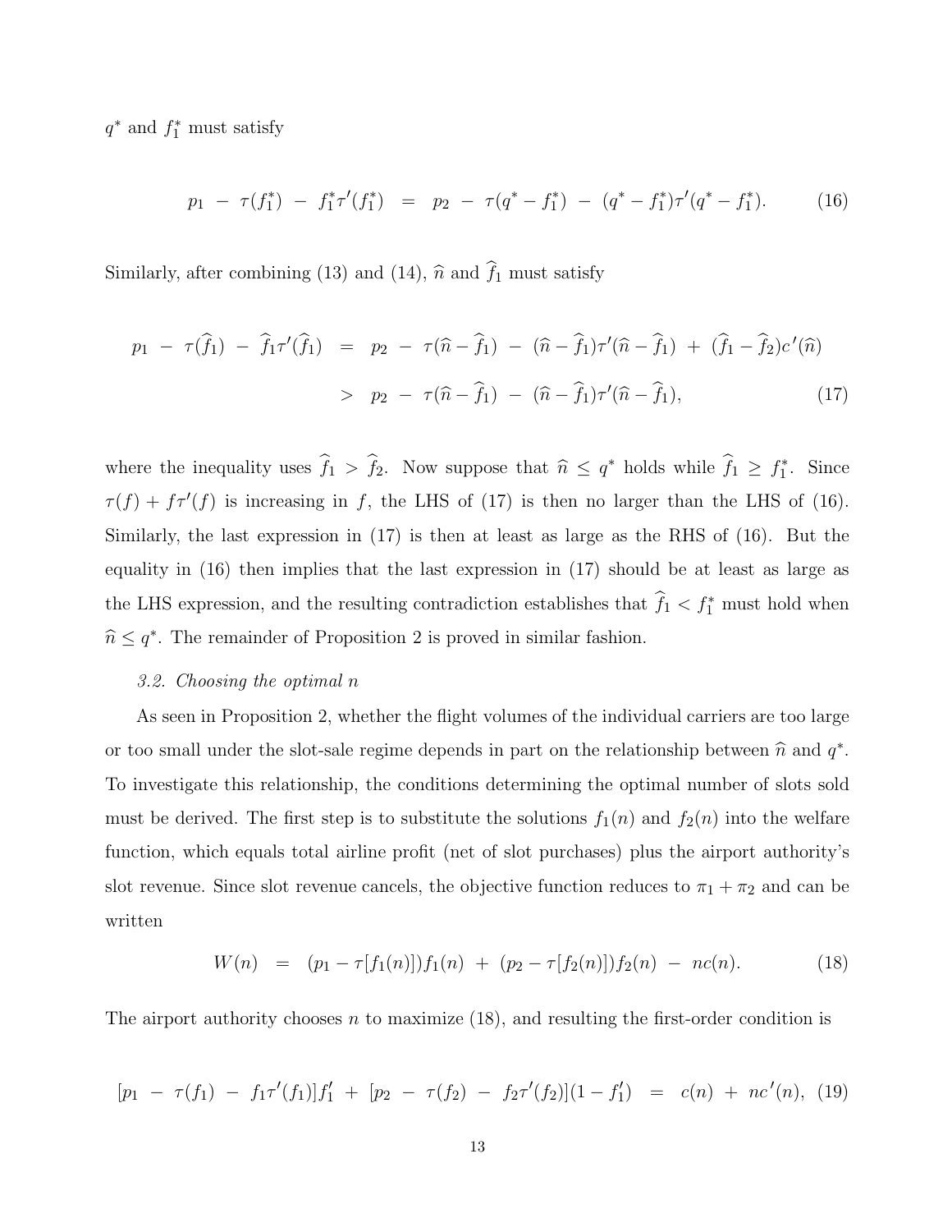$q^*$ and $f_1^*$ must satisfy

$$p_1 \; - \; \tau(f_1^*) \; - \; f_1^*\tau'(f_1^*) \;\; = \;\; p_2 \; - \; \tau(q^* - f_1^*) \; - \; (q^* - f_1^*)\tau'(q^* - f_1^*). \tag{16}$$

Similarly, after combining (13) and (14), $\widehat{n}$ and $\widehat{f}_1$ must satisfy

$$\begin{aligned} p_1 \; - \; \tau(\widehat{f}_1) \; - \; \widehat{f}_1\tau'(\widehat{f}_1) \;\; &= \;\; p_2 \; - \; \tau(\widehat{n} - \widehat{f}_1) \; - \; (\widehat{n} - \widehat{f}_1)\tau'(\widehat{n} - \widehat{f}_1) \; + \; (\widehat{f}_1 - \widehat{f}_2)c'(\widehat{n}) \\ &> \;\; p_2 \; - \; \tau(\widehat{n} - \widehat{f}_1) \; - \; (\widehat{n} - \widehat{f}_1)\tau'(\widehat{n} - \widehat{f}_1), \end{aligned} \tag{17}$$

where the inequality uses $\widehat{f}_1 > \widehat{f}_2$. Now suppose that $\widehat{n} \leq q^*$ holds while $\widehat{f}_1 \geq f_1^*$. Since $\tau(f) + f\tau'(f)$ is increasing in $f$, the LHS of (17) is then no larger than the LHS of (16). Similarly, the last expression in (17) is then at least as large as the RHS of (16). But the equality in (16) then implies that the last expression in (17) should be at least as large as the LHS expression, and the resulting contradiction establishes that $\widehat{f}_1 < f_1^*$ must hold when $\widehat{n} \leq q^*$. The remainder of Proposition 2 is proved in similar fashion.

### *3.2. Choosing the optimal n*

As seen in Proposition 2, whether the flight volumes of the individual carriers are too large or too small under the slot-sale regime depends in part on the relationship between $\widehat{n}$ and $q^*$. To investigate this relationship, the conditions determining the optimal number of slots sold must be derived. The first step is to substitute the solutions $f_1(n)$ and $f_2(n)$ into the welfare function, which equals total airline profit (net of slot purchases) plus the airport authority's slot revenue. Since slot revenue cancels, the objective function reduces to $\pi_1 + \pi_2$ and can be written

$$W(n) \;\; = \;\; (p_1 - \tau[f_1(n)])f_1(n) \; + \; (p_2 - \tau[f_2(n)])f_2(n) \; - \; nc(n). \tag{18}$$

The airport authority chooses $n$ to maximize (18), and resulting the first-order condition is

$$[p_1 \; - \; \tau(f_1) \; - \; f_1\tau'(f_1)]f_1' \; + \; [p_2 \; - \; \tau(f_2) \; - \; f_2\tau'(f_2)](1 - f_1') \;\; = \;\; c(n) \; + \; nc'(n), \tag{19}$$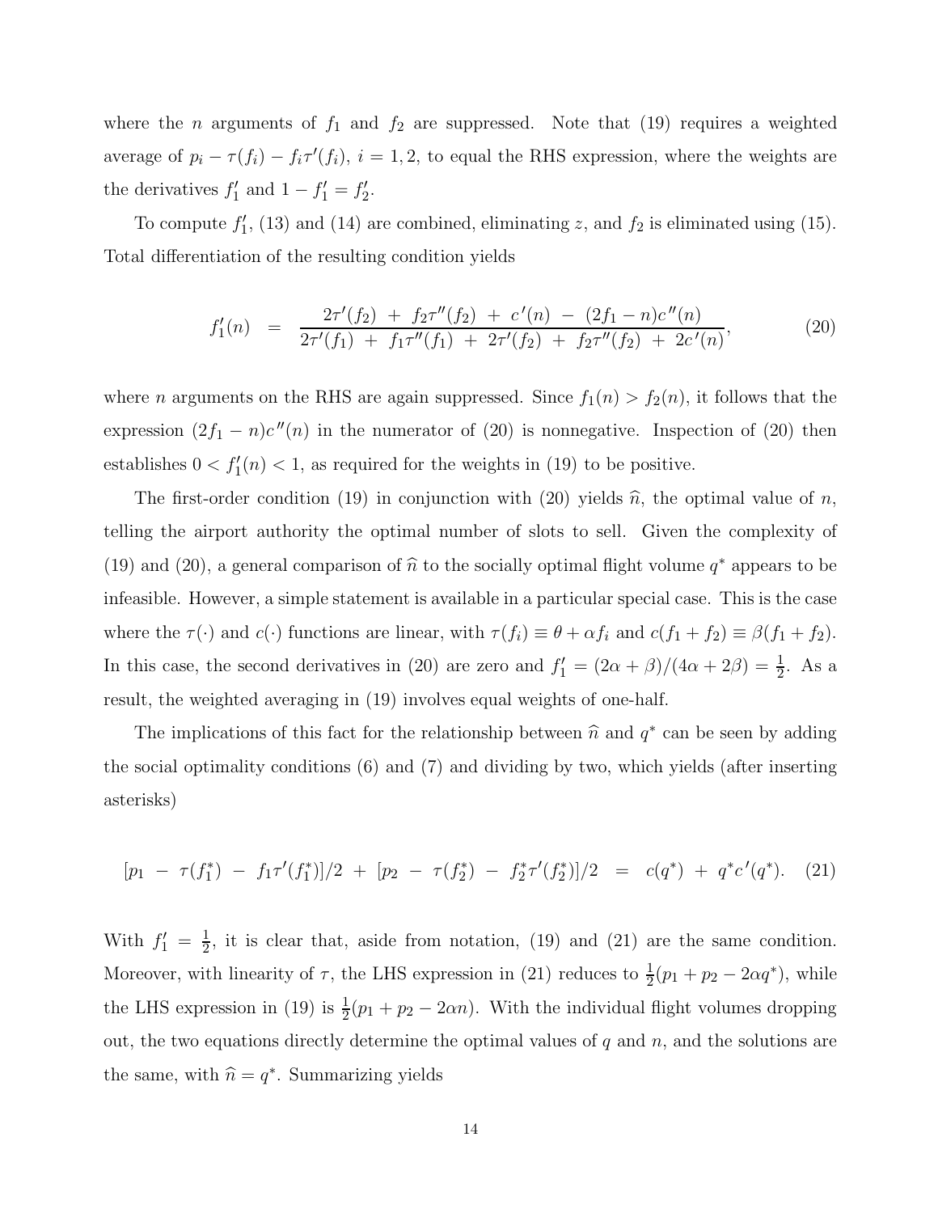where the $n$ arguments of $f_1$ and $f_2$ are suppressed. Note that (19) requires a weighted average of $p_i - \tau(f_i) - f_i\tau'(f_i)$, $i = 1, 2$, to equal the RHS expression, where the weights are the derivatives $f_1'$ and $1 - f_1' = f_2'$.

To compute $f_1'$, (13) and (14) are combined, eliminating $z$, and $f_2$ is eliminated using (15). Total differentiation of the resulting condition yields

$$f_1'(n) \;\; = \;\; \frac{2\tau'(f_2) \; + \; f_2\tau''(f_2) \; + \; c'(n) \; - \; (2f_1 - n)c''(n)}{2\tau'(f_1) \; + \; f_1\tau''(f_1) \; + \; 2\tau'(f_2) \; + \; f_2\tau''(f_2) \; + \; 2c'(n)}, \tag{20}$$

where $n$ arguments on the RHS are again suppressed. Since $f_1(n) > f_2(n)$, it follows that the expression $(2f_1 - n)c''(n)$ in the numerator of (20) is nonnegative. Inspection of (20) then establishes $0 < f_1'(n) < 1$, as required for the weights in (19) to be positive.

The first-order condition (19) in conjunction with (20) yields $\widehat{n}$, the optimal value of $n$, telling the airport authority the optimal number of slots to sell. Given the complexity of (19) and (20), a general comparison of $\widehat{n}$ to the socially optimal flight volume $q^*$ appears to be infeasible. However, a simple statement is available in a particular special case. This is the case where the $\tau(\cdot)$ and $c(\cdot)$ functions are linear, with $\tau(f_i) \equiv \theta + \alpha f_i$ and $c(f_1 + f_2) \equiv \beta(f_1 + f_2)$. In this case, the second derivatives in (20) are zero and $f_1' = (2\alpha + \beta)/(4\alpha + 2\beta) = \frac{1}{2}$. As a result, the weighted averaging in (19) involves equal weights of one-half.

The implications of this fact for the relationship between $\widehat{n}$ and $q^*$ can be seen by adding the social optimality conditions (6) and (7) and dividing by two, which yields (after inserting asterisks)

$$[p_1 \; - \; \tau(f_1^*) \; - \; f_1\tau'(f_1^*)]/2 \; + \; [p_2 \; - \; \tau(f_2^*) \; - \; f_2^*\tau'(f_2^*)]/2 \;\; = \;\; c(q^*) \; + \; q^*c'(q^*). \tag{21}$$

With $f_1' = \frac{1}{2}$, it is clear that, aside from notation, (19) and (21) are the same condition. Moreover, with linearity of $\tau$, the LHS expression in (21) reduces to $\frac{1}{2}(p_1 + p_2 - 2\alpha q^*)$, while the LHS expression in (19) is $\frac{1}{2}(p_1 + p_2 - 2\alpha n)$. With the individual flight volumes dropping out, the two equations directly determine the optimal values of $q$ and $n$, and the solutions are the same, with $\widehat{n} = q^*$. Summarizing yields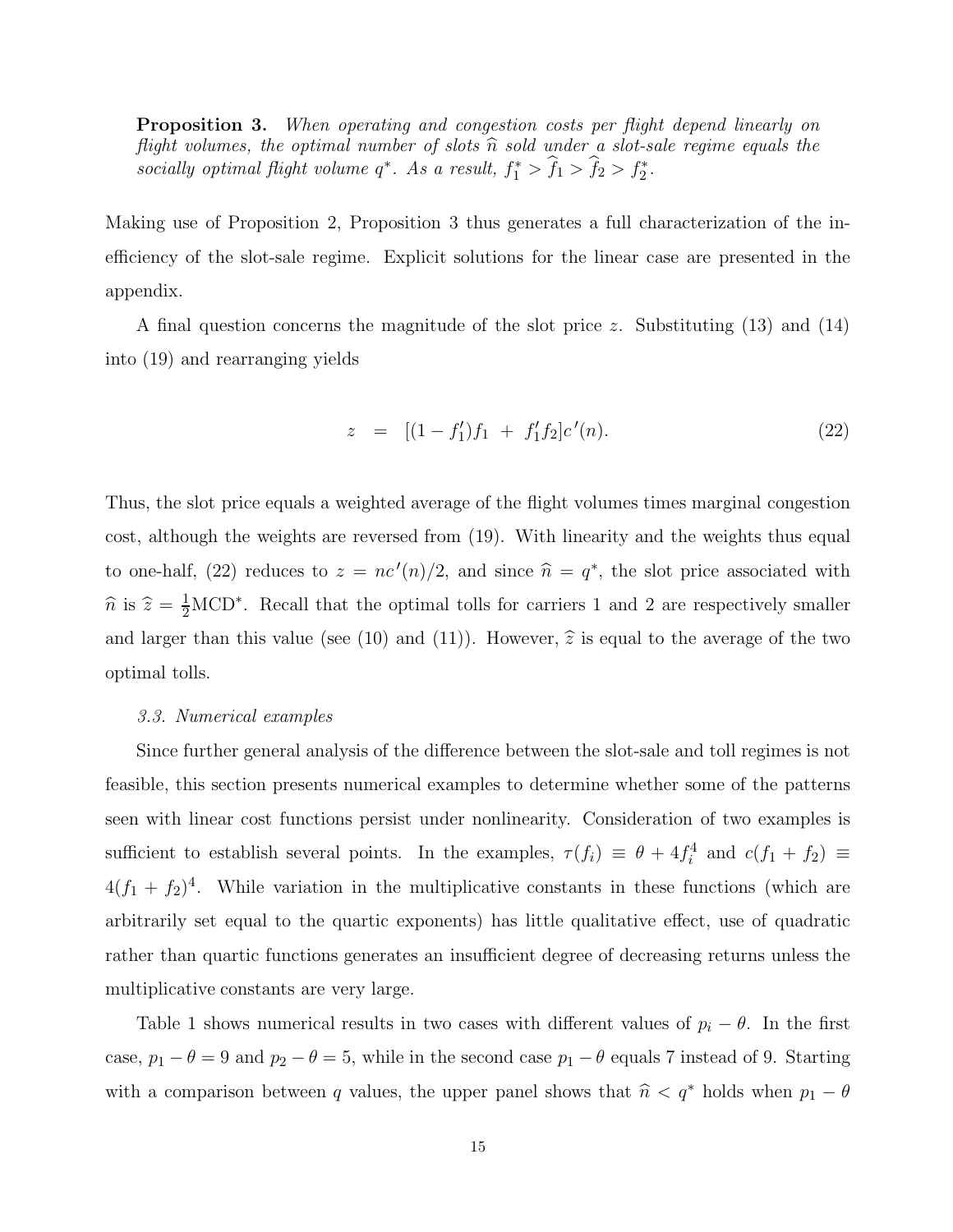**Proposition 3.** *When operating and congestion costs per flight depend linearly on flight volumes, the optimal number of slots $\widehat{n}$ sold under a slot-sale regime equals the socially optimal flight volume $q^*$. As a result, $f_1^* > \widehat{f}_1 > \widehat{f}_2 > f_2^*$.*

Making use of Proposition 2, Proposition 3 thus generates a full characterization of the inefficiency of the slot-sale regime. Explicit solutions for the linear case are presented in the appendix.

A final question concerns the magnitude of the slot price $z$. Substituting (13) and (14) into (19) and rearranging yields

$$z \;=\; [(1 - f_1')f_1 \;+\; f_1' f_2]c'(n). \tag{22}$$

Thus, the slot price equals a weighted average of the flight volumes times marginal congestion cost, although the weights are reversed from (19). With linearity and the weights thus equal to one-half, (22) reduces to $z = nc'(n)/2$, and since $\widehat{n} = q^*$, the slot price associated with $\widehat{n}$ is $\widehat{z} = \frac{1}{2}\text{MCD}^*$. Recall that the optimal tolls for carriers 1 and 2 are respectively smaller and larger than this value (see (10) and (11)). However, $\widehat{z}$ is equal to the average of the two optimal tolls.

*3.3. Numerical examples*

Since further general analysis of the difference between the slot-sale and toll regimes is not feasible, this section presents numerical examples to determine whether some of the patterns seen with linear cost functions persist under nonlinearity. Consideration of two examples is sufficient to establish several points. In the examples, $\tau(f_i) \equiv \theta + 4f_i^4$ and $c(f_1 + f_2) \equiv 4(f_1 + f_2)^4$. While variation in the multiplicative constants in these functions (which are arbitrarily set equal to the quartic exponents) has little qualitative effect, use of quadratic rather than quartic functions generates an insufficient degree of decreasing returns unless the multiplicative constants are very large.

Table 1 shows numerical results in two cases with different values of $p_i - \theta$. In the first case, $p_1 - \theta = 9$ and $p_2 - \theta = 5$, while in the second case $p_1 - \theta$ equals 7 instead of 9. Starting with a comparison between $q$ values, the upper panel shows that $\widehat{n} < q^*$ holds when $p_1 - \theta$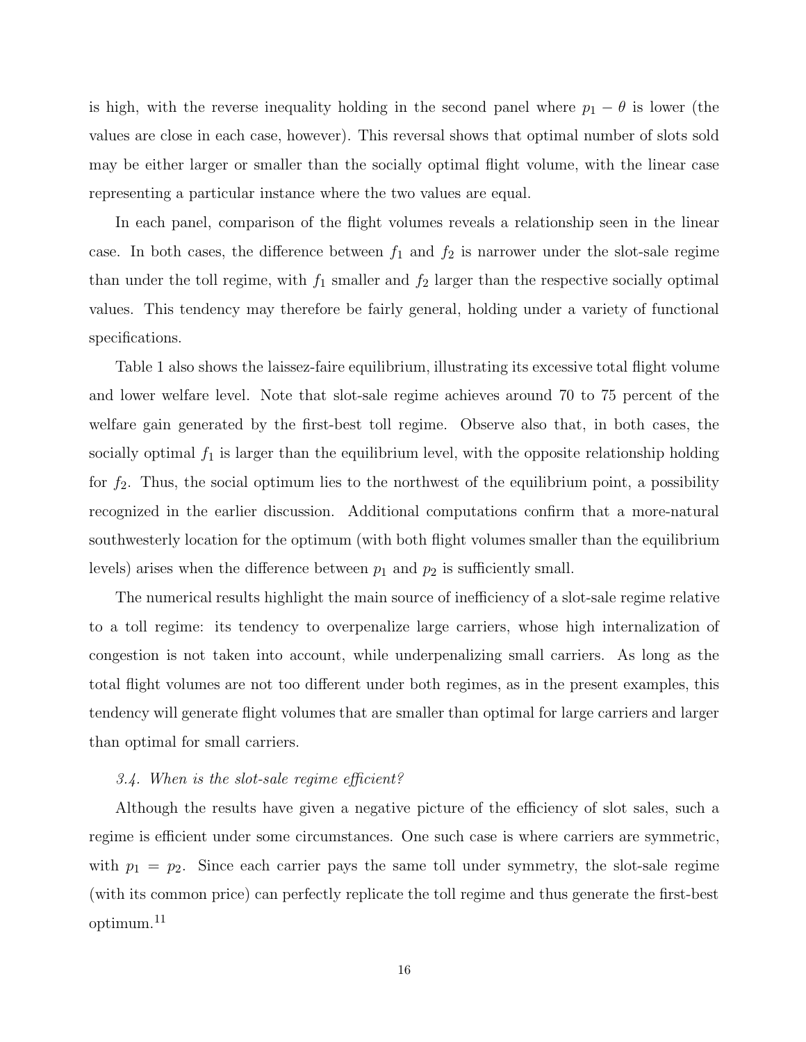is high, with the reverse inequality holding in the second panel where $p_1 - \theta$ is lower (the values are close in each case, however). This reversal shows that optimal number of slots sold may be either larger or smaller than the socially optimal flight volume, with the linear case representing a particular instance where the two values are equal.

In each panel, comparison of the flight volumes reveals a relationship seen in the linear case. In both cases, the difference between $f_1$ and $f_2$ is narrower under the slot-sale regime than under the toll regime, with $f_1$ smaller and $f_2$ larger than the respective socially optimal values. This tendency may therefore be fairly general, holding under a variety of functional specifications.

Table 1 also shows the laissez-faire equilibrium, illustrating its excessive total flight volume and lower welfare level. Note that slot-sale regime achieves around 70 to 75 percent of the welfare gain generated by the first-best toll regime. Observe also that, in both cases, the socially optimal $f_1$ is larger than the equilibrium level, with the opposite relationship holding for $f_2$. Thus, the social optimum lies to the northwest of the equilibrium point, a possibility recognized in the earlier discussion. Additional computations confirm that a more-natural southwesterly location for the optimum (with both flight volumes smaller than the equilibrium levels) arises when the difference between $p_1$ and $p_2$ is sufficiently small.

The numerical results highlight the main source of inefficiency of a slot-sale regime relative to a toll regime: its tendency to overpenalize large carriers, whose high internalization of congestion is not taken into account, while underpenalizing small carriers. As long as the total flight volumes are not too different under both regimes, as in the present examples, this tendency will generate flight volumes that are smaller than optimal for large carriers and larger than optimal for small carriers.

### *3.4. When is the slot-sale regime efficient?*

Although the results have given a negative picture of the efficiency of slot sales, such a regime is efficient under some circumstances. One such case is where carriers are symmetric, with $p_1 = p_2$. Since each carrier pays the same toll under symmetry, the slot-sale regime (with its common price) can perfectly replicate the toll regime and thus generate the first-best optimum.[11]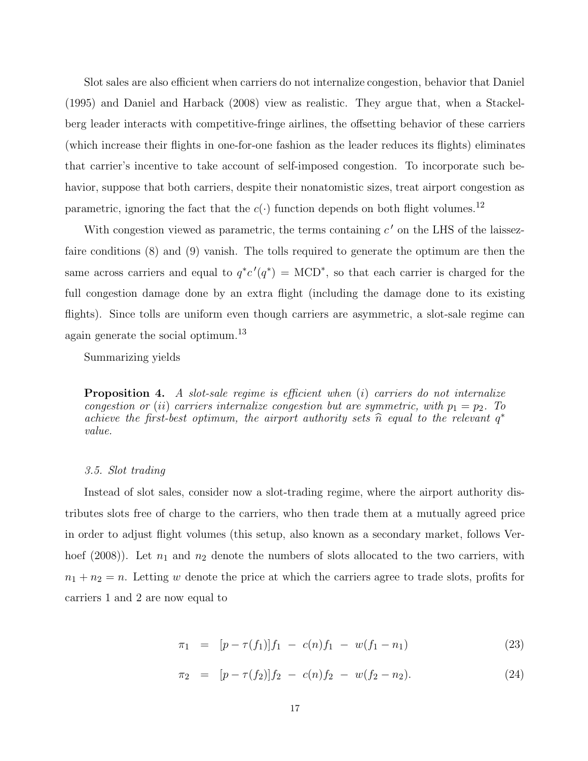Slot sales are also efficient when carriers do not internalize congestion, behavior that Daniel (1995) and Daniel and Harback (2008) view as realistic. They argue that, when a Stackelberg leader interacts with competitive-fringe airlines, the offsetting behavior of these carriers (which increase their flights in one-for-one fashion as the leader reduces its flights) eliminates that carrier's incentive to take account of self-imposed congestion. To incorporate such behavior, suppose that both carriers, despite their nonatomistic sizes, treat airport congestion as parametric, ignoring the fact that the $c(\cdot)$ function depends on both flight volumes.[12]

With congestion viewed as parametric, the terms containing $c'$ on the LHS of the laissez-faire conditions (8) and (9) vanish. The tolls required to generate the optimum are then the same across carriers and equal to $q^*c'(q^*) = \text{MCD}^*$, so that each carrier is charged for the full congestion damage done by an extra flight (including the damage done to its existing flights). Since tolls are uniform even though carriers are asymmetric, a slot-sale regime can again generate the social optimum.[13]

Summarizing yields

> **Proposition 4.** *A slot-sale regime is efficient when (i) carriers do not internalize congestion or (ii) carriers internalize congestion but are symmetric, with $p_1 = p_2$. To achieve the first-best optimum, the airport authority sets $\widehat{n}$ equal to the relevant $q^*$ value.*

### *3.5. Slot trading*

Instead of slot sales, consider now a slot-trading regime, where the airport authority distributes slots free of charge to the carriers, who then trade them at a mutually agreed price in order to adjust flight volumes (this setup, also known as a secondary market, follows Verhoef (2008)). Let $n_1$ and $n_2$ denote the numbers of slots allocated to the two carriers, with $n_1 + n_2 = n$. Letting $w$ denote the price at which the carriers agree to trade slots, profits for carriers 1 and 2 are now equal to

$$\pi_1 = [p - \tau(f_1)]f_1 - c(n)f_1 - w(f_1 - n_1) \tag{23}$$

$$\pi_2 = [p - \tau(f_2)]f_2 - c(n)f_2 - w(f_2 - n_2). \tag{24}$$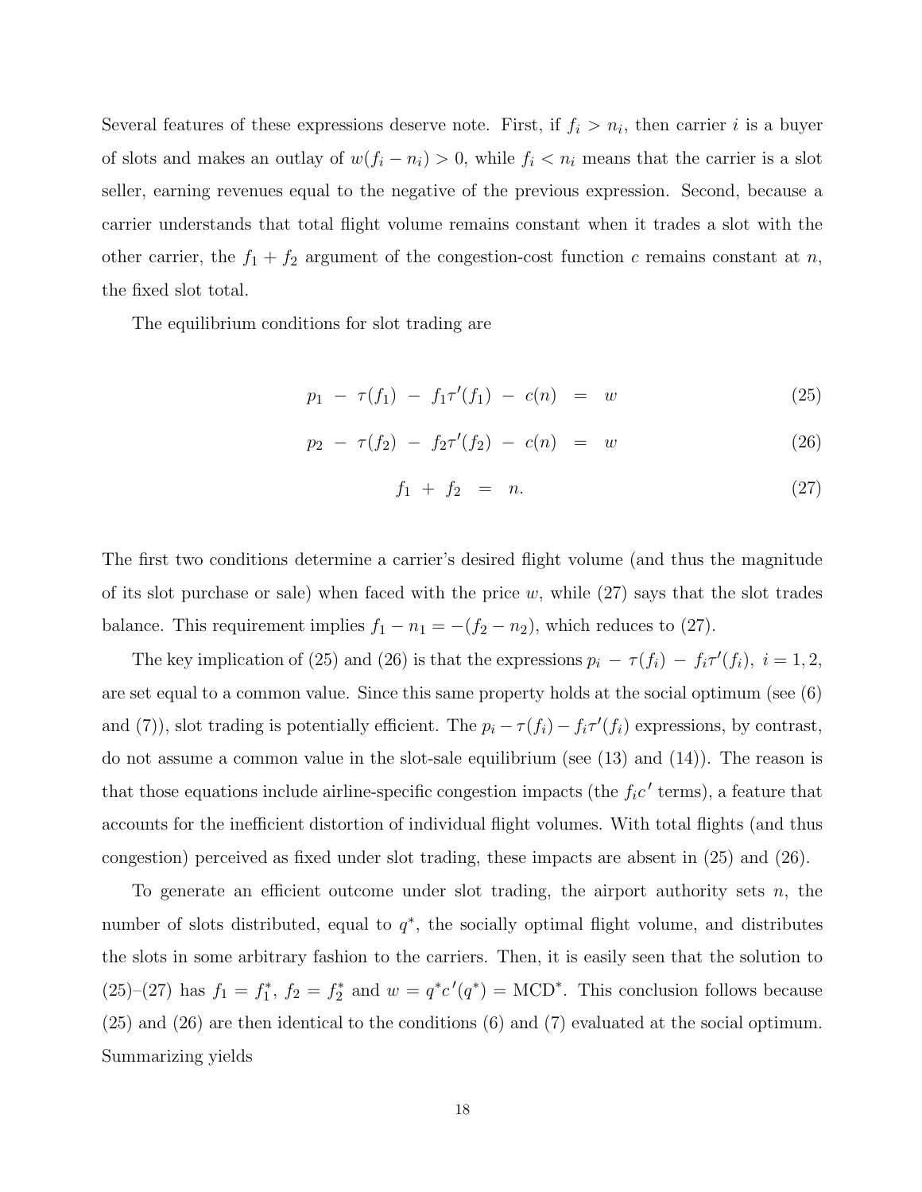Several features of these expressions deserve note. First, if $f_i > n_i$, then carrier $i$ is a buyer of slots and makes an outlay of $w(f_i - n_i) > 0$, while $f_i < n_i$ means that the carrier is a slot seller, earning revenues equal to the negative of the previous expression. Second, because a carrier understands that total flight volume remains constant when it trades a slot with the other carrier, the $f_1 + f_2$ argument of the congestion-cost function $c$ remains constant at $n$, the fixed slot total.

The equilibrium conditions for slot trading are

$$p_1 \; - \; \tau(f_1) \; - \; f_1\tau'(f_1) \; - \; c(n) \;\; = \;\; w \tag{25}$$

$$p_2 \; - \; \tau(f_2) \; - \; f_2\tau'(f_2) \; - \; c(n) \;\; = \;\; w \tag{26}$$

$$f_1 \; + \; f_2 \;\; = \;\; n. \tag{27}$$

The first two conditions determine a carrier's desired flight volume (and thus the magnitude of its slot purchase or sale) when faced with the price $w$, while (27) says that the slot trades balance. This requirement implies $f_1 - n_1 = -(f_2 - n_2)$, which reduces to (27).

The key implication of (25) and (26) is that the expressions $p_i \; - \; \tau(f_i) \; - \; f_i\tau'(f_i), \; i = 1, 2$, are set equal to a common value. Since this same property holds at the social optimum (see (6) and (7)), slot trading is potentially efficient. The $p_i - \tau(f_i) - f_i\tau'(f_i)$ expressions, by contrast, do not assume a common value in the slot-sale equilibrium (see (13) and (14)). The reason is that those equations include airline-specific congestion impacts (the $f_i c'$ terms), a feature that accounts for the inefficient distortion of individual flight volumes. With total flights (and thus congestion) perceived as fixed under slot trading, these impacts are absent in (25) and (26).

To generate an efficient outcome under slot trading, the airport authority sets $n$, the number of slots distributed, equal to $q^*$, the socially optimal flight volume, and distributes the slots in some arbitrary fashion to the carriers. Then, it is easily seen that the solution to (25)–(27) has $f_1 = f_1^*$, $f_2 = f_2^*$ and $w = q^*c'(q^*) = \text{MCD}^*$. This conclusion follows because (25) and (26) are then identical to the conditions (6) and (7) evaluated at the social optimum. Summarizing yields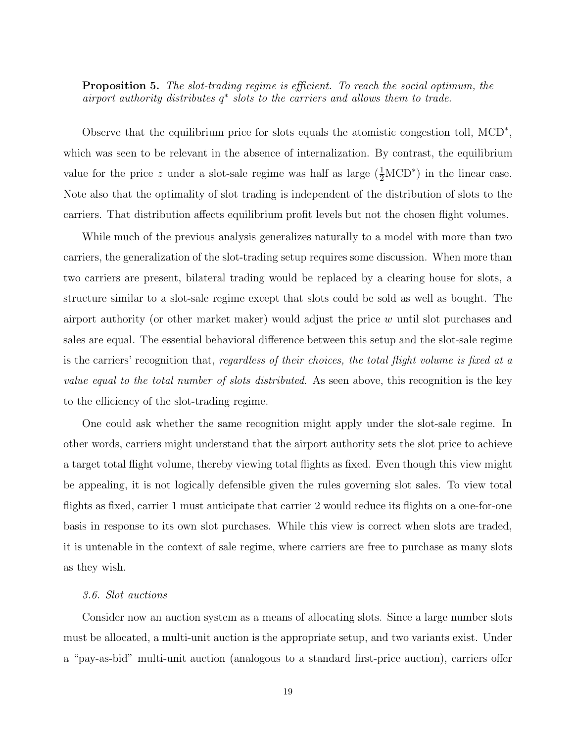**Proposition 5.** *The slot-trading regime is efficient. To reach the social optimum, the airport authority distributes $q^*$ slots to the carriers and allows them to trade.*

Observe that the equilibrium price for slots equals the atomistic congestion toll, MCD$^*$, which was seen to be relevant in the absence of internalization. By contrast, the equilibrium value for the price $z$ under a slot-sale regime was half as large ($\frac{1}{2}$MCD$^*$) in the linear case. Note also that the optimality of slot trading is independent of the distribution of slots to the carriers. That distribution affects equilibrium profit levels but not the chosen flight volumes.

While much of the previous analysis generalizes naturally to a model with more than two carriers, the generalization of the slot-trading setup requires some discussion. When more than two carriers are present, bilateral trading would be replaced by a clearing house for slots, a structure similar to a slot-sale regime except that slots could be sold as well as bought. The airport authority (or other market maker) would adjust the price $w$ until slot purchases and sales are equal. The essential behavioral difference between this setup and the slot-sale regime is the carriers' recognition that, *regardless of their choices, the total flight volume is fixed at a value equal to the total number of slots distributed*. As seen above, this recognition is the key to the efficiency of the slot-trading regime.

One could ask whether the same recognition might apply under the slot-sale regime. In other words, carriers might understand that the airport authority sets the slot price to achieve a target total flight volume, thereby viewing total flights as fixed. Even though this view might be appealing, it is not logically defensible given the rules governing slot sales. To view total flights as fixed, carrier 1 must anticipate that carrier 2 would reduce its flights on a one-for-one basis in response to its own slot purchases. While this view is correct when slots are traded, it is untenable in the context of sale regime, where carriers are free to purchase as many slots as they wish.

### *3.6. Slot auctions*

Consider now an auction system as a means of allocating slots. Since a large number slots must be allocated, a multi-unit auction is the appropriate setup, and two variants exist. Under a "pay-as-bid" multi-unit auction (analogous to a standard first-price auction), carriers offer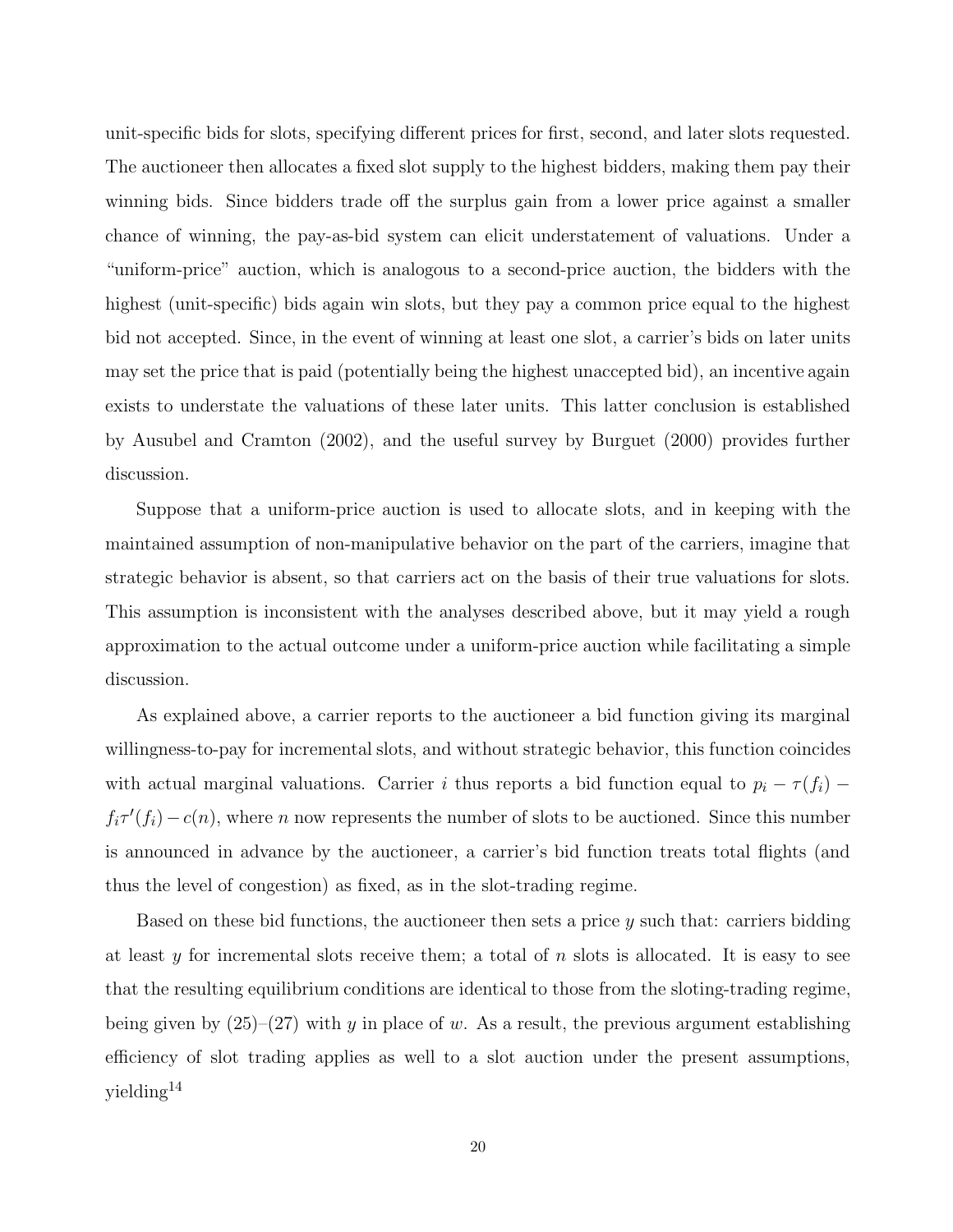unit-specific bids for slots, specifying different prices for first, second, and later slots requested. The auctioneer then allocates a fixed slot supply to the highest bidders, making them pay their winning bids. Since bidders trade off the surplus gain from a lower price against a smaller chance of winning, the pay-as-bid system can elicit understatement of valuations. Under a "uniform-price" auction, which is analogous to a second-price auction, the bidders with the highest (unit-specific) bids again win slots, but they pay a common price equal to the highest bid not accepted. Since, in the event of winning at least one slot, a carrier's bids on later units may set the price that is paid (potentially being the highest unaccepted bid), an incentive again exists to understate the valuations of these later units. This latter conclusion is established by Ausubel and Cramton (2002), and the useful survey by Burguet (2000) provides further discussion.

Suppose that a uniform-price auction is used to allocate slots, and in keeping with the maintained assumption of non-manipulative behavior on the part of the carriers, imagine that strategic behavior is absent, so that carriers act on the basis of their true valuations for slots. This assumption is inconsistent with the analyses described above, but it may yield a rough approximation to the actual outcome under a uniform-price auction while facilitating a simple discussion.

As explained above, a carrier reports to the auctioneer a bid function giving its marginal willingness-to-pay for incremental slots, and without strategic behavior, this function coincides with actual marginal valuations. Carrier $i$ thus reports a bid function equal to $p_i - \tau(f_i) - f_i\tau'(f_i) - c(n)$, where $n$ now represents the number of slots to be auctioned. Since this number is announced in advance by the auctioneer, a carrier's bid function treats total flights (and thus the level of congestion) as fixed, as in the slot-trading regime.

Based on these bid functions, the auctioneer then sets a price $y$ such that: carriers bidding at least $y$ for incremental slots receive them; a total of $n$ slots is allocated. It is easy to see that the resulting equilibrium conditions are identical to those from the sloting-trading regime, being given by (25)–(27) with $y$ in place of $w$. As a result, the previous argument establishing efficiency of slot trading applies as well to a slot auction under the present assumptions, yielding[14]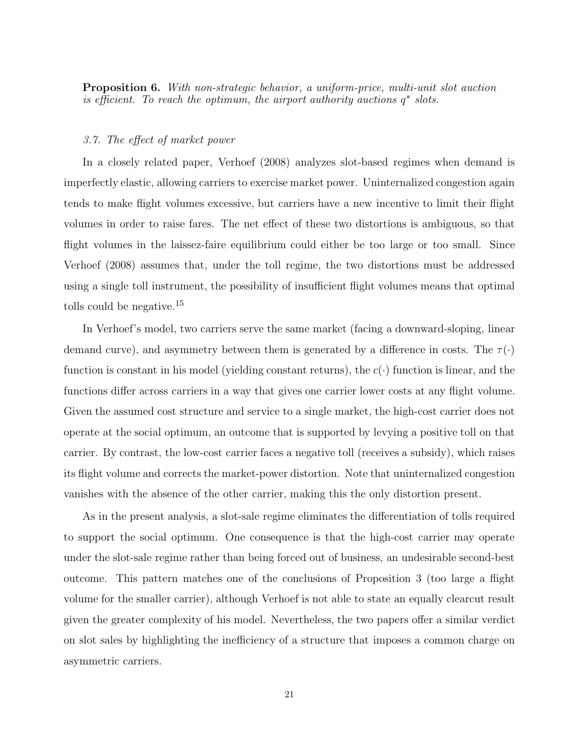**Proposition 6.** *With non-strategic behavior, a uniform-price, multi-unit slot auction is efficient. To reach the optimum, the airport authority auctions $q^*$ slots.*

### *3.7. The effect of market power*

In a closely related paper, Verhoef (2008) analyzes slot-based regimes when demand is imperfectly elastic, allowing carriers to exercise market power. Uninternalized congestion again tends to make flight volumes excessive, but carriers have a new incentive to limit their flight volumes in order to raise fares. The net effect of these two distortions is ambiguous, so that flight volumes in the laissez-faire equilibrium could either be too large or too small. Since Verhoef (2008) assumes that, under the toll regime, the two distortions must be addressed using a single toll instrument, the possibility of insufficient flight volumes means that optimal tolls could be negative.[15]

In Verhoef's model, two carriers serve the same market (facing a downward-sloping, linear demand curve), and asymmetry between them is generated by a difference in costs. The $\tau(\cdot)$ function is constant in his model (yielding constant returns), the $c(\cdot)$ function is linear, and the functions differ across carriers in a way that gives one carrier lower costs at any flight volume. Given the assumed cost structure and service to a single market, the high-cost carrier does not operate at the social optimum, an outcome that is supported by levying a positive toll on that carrier. By contrast, the low-cost carrier faces a negative toll (receives a subsidy), which raises its flight volume and corrects the market-power distortion. Note that uninternalized congestion vanishes with the absence of the other carrier, making this the only distortion present.

As in the present analysis, a slot-sale regime eliminates the differentiation of tolls required to support the social optimum. One consequence is that the high-cost carrier may operate under the slot-sale regime rather than being forced out of business, an undesirable second-best outcome. This pattern matches one of the conclusions of Proposition 3 (too large a flight volume for the smaller carrier), although Verhoef is not able to state an equally clearcut result given the greater complexity of his model. Nevertheless, the two papers offer a similar verdict on slot sales by highlighting the inefficiency of a structure that imposes a common charge on asymmetric carriers.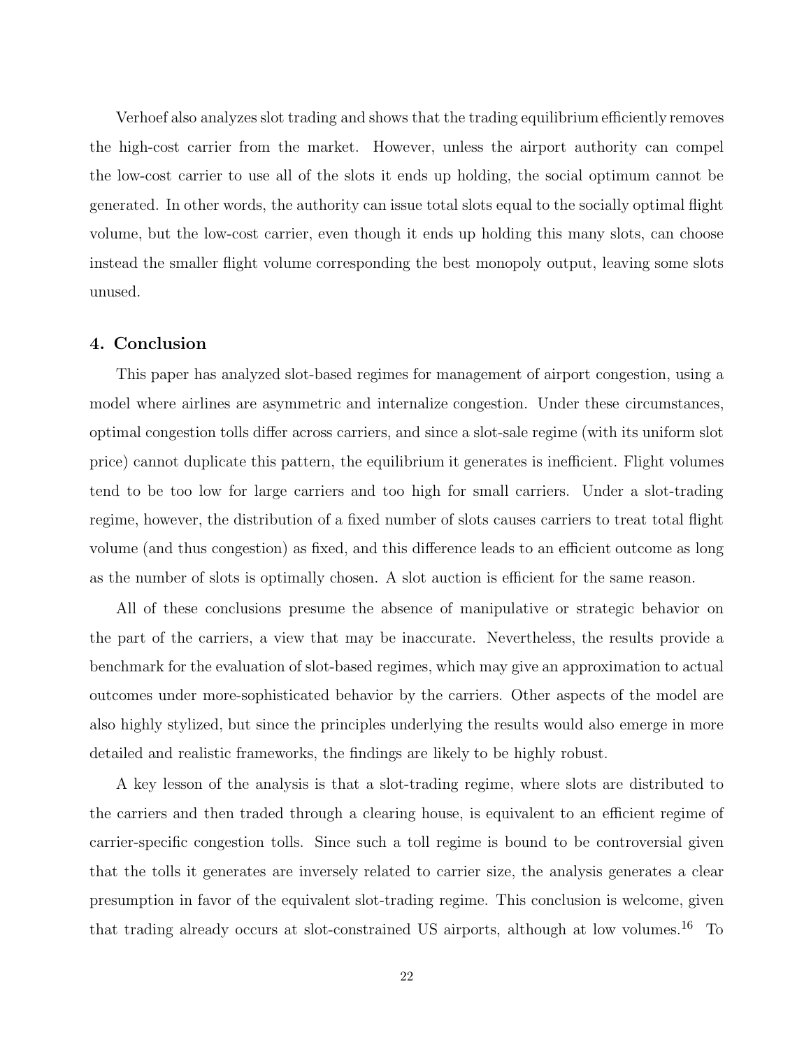Verhoef also analyzes slot trading and shows that the trading equilibrium efficiently removes the high-cost carrier from the market. However, unless the airport authority can compel the low-cost carrier to use all of the slots it ends up holding, the social optimum cannot be generated. In other words, the authority can issue total slots equal to the socially optimal flight volume, but the low-cost carrier, even though it ends up holding this many slots, can choose instead the smaller flight volume corresponding the best monopoly output, leaving some slots unused.

## 4. Conclusion

This paper has analyzed slot-based regimes for management of airport congestion, using a model where airlines are asymmetric and internalize congestion. Under these circumstances, optimal congestion tolls differ across carriers, and since a slot-sale regime (with its uniform slot price) cannot duplicate this pattern, the equilibrium it generates is inefficient. Flight volumes tend to be too low for large carriers and too high for small carriers. Under a slot-trading regime, however, the distribution of a fixed number of slots causes carriers to treat total flight volume (and thus congestion) as fixed, and this difference leads to an efficient outcome as long as the number of slots is optimally chosen. A slot auction is efficient for the same reason.

All of these conclusions presume the absence of manipulative or strategic behavior on the part of the carriers, a view that may be inaccurate. Nevertheless, the results provide a benchmark for the evaluation of slot-based regimes, which may give an approximation to actual outcomes under more-sophisticated behavior by the carriers. Other aspects of the model are also highly stylized, but since the principles underlying the results would also emerge in more detailed and realistic frameworks, the findings are likely to be highly robust.

A key lesson of the analysis is that a slot-trading regime, where slots are distributed to the carriers and then traded through a clearing house, is equivalent to an efficient regime of carrier-specific congestion tolls. Since such a toll regime is bound to be controversial given that the tolls it generates are inversely related to carrier size, the analysis generates a clear presumption in favor of the equivalent slot-trading regime. This conclusion is welcome, given that trading already occurs at slot-constrained US airports, although at low volumes.[16] To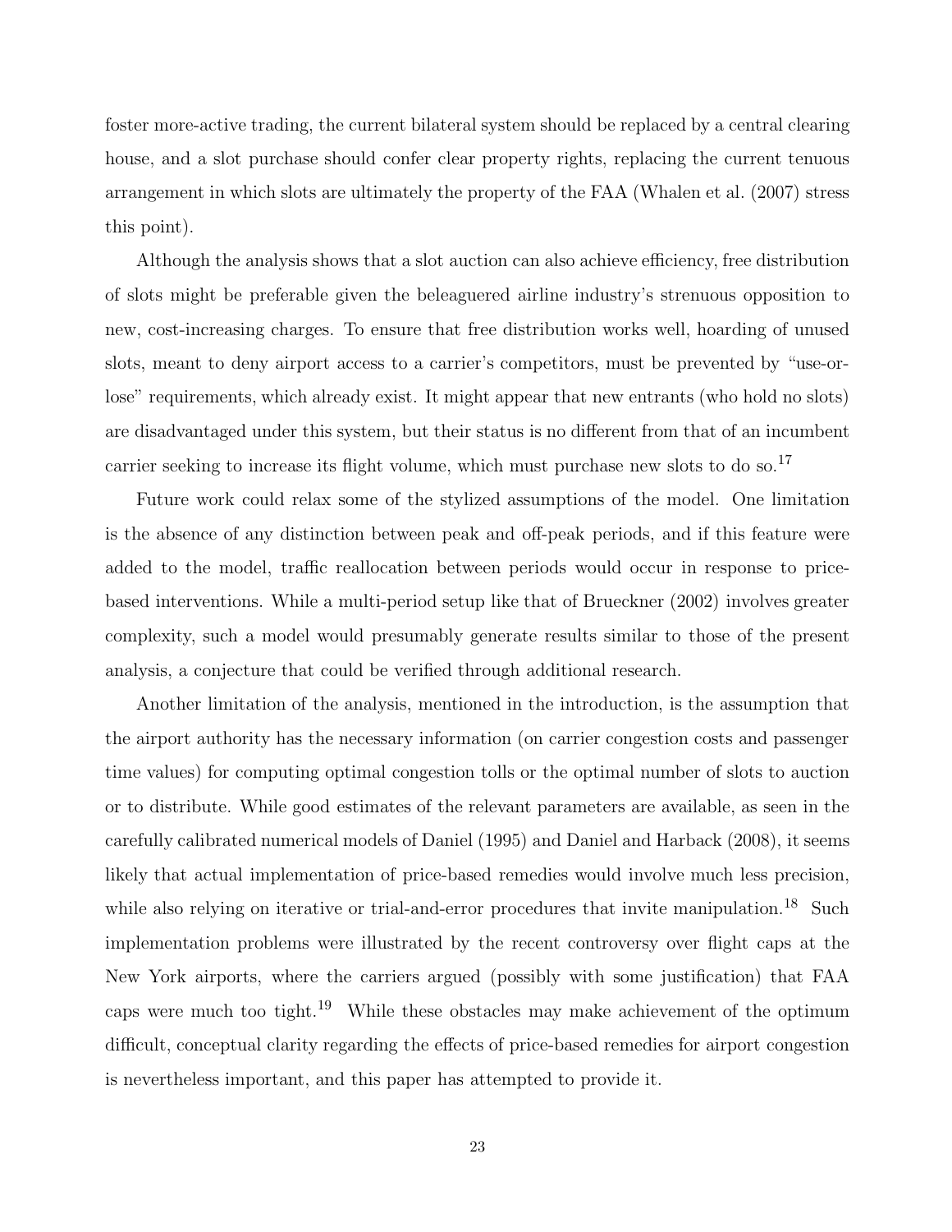foster more-active trading, the current bilateral system should be replaced by a central clearing house, and a slot purchase should confer clear property rights, replacing the current tenuous arrangement in which slots are ultimately the property of the FAA (Whalen et al. (2007) stress this point).

Although the analysis shows that a slot auction can also achieve efficiency, free distribution of slots might be preferable given the beleaguered airline industry's strenuous opposition to new, cost-increasing charges. To ensure that free distribution works well, hoarding of unused slots, meant to deny airport access to a carrier's competitors, must be prevented by "use-or-lose" requirements, which already exist. It might appear that new entrants (who hold no slots) are disadvantaged under this system, but their status is no different from that of an incumbent carrier seeking to increase its flight volume, which must purchase new slots to do so.[17]

Future work could relax some of the stylized assumptions of the model. One limitation is the absence of any distinction between peak and off-peak periods, and if this feature were added to the model, traffic reallocation between periods would occur in response to price-based interventions. While a multi-period setup like that of Brueckner (2002) involves greater complexity, such a model would presumably generate results similar to those of the present analysis, a conjecture that could be verified through additional research.

Another limitation of the analysis, mentioned in the introduction, is the assumption that the airport authority has the necessary information (on carrier congestion costs and passenger time values) for computing optimal congestion tolls or the optimal number of slots to auction or to distribute. While good estimates of the relevant parameters are available, as seen in the carefully calibrated numerical models of Daniel (1995) and Daniel and Harback (2008), it seems likely that actual implementation of price-based remedies would involve much less precision, while also relying on iterative or trial-and-error procedures that invite manipulation.[18] Such implementation problems were illustrated by the recent controversy over flight caps at the New York airports, where the carriers argued (possibly with some justification) that FAA caps were much too tight.[19] While these obstacles may make achievement of the optimum difficult, conceptual clarity regarding the effects of price-based remedies for airport congestion is nevertheless important, and this paper has attempted to provide it.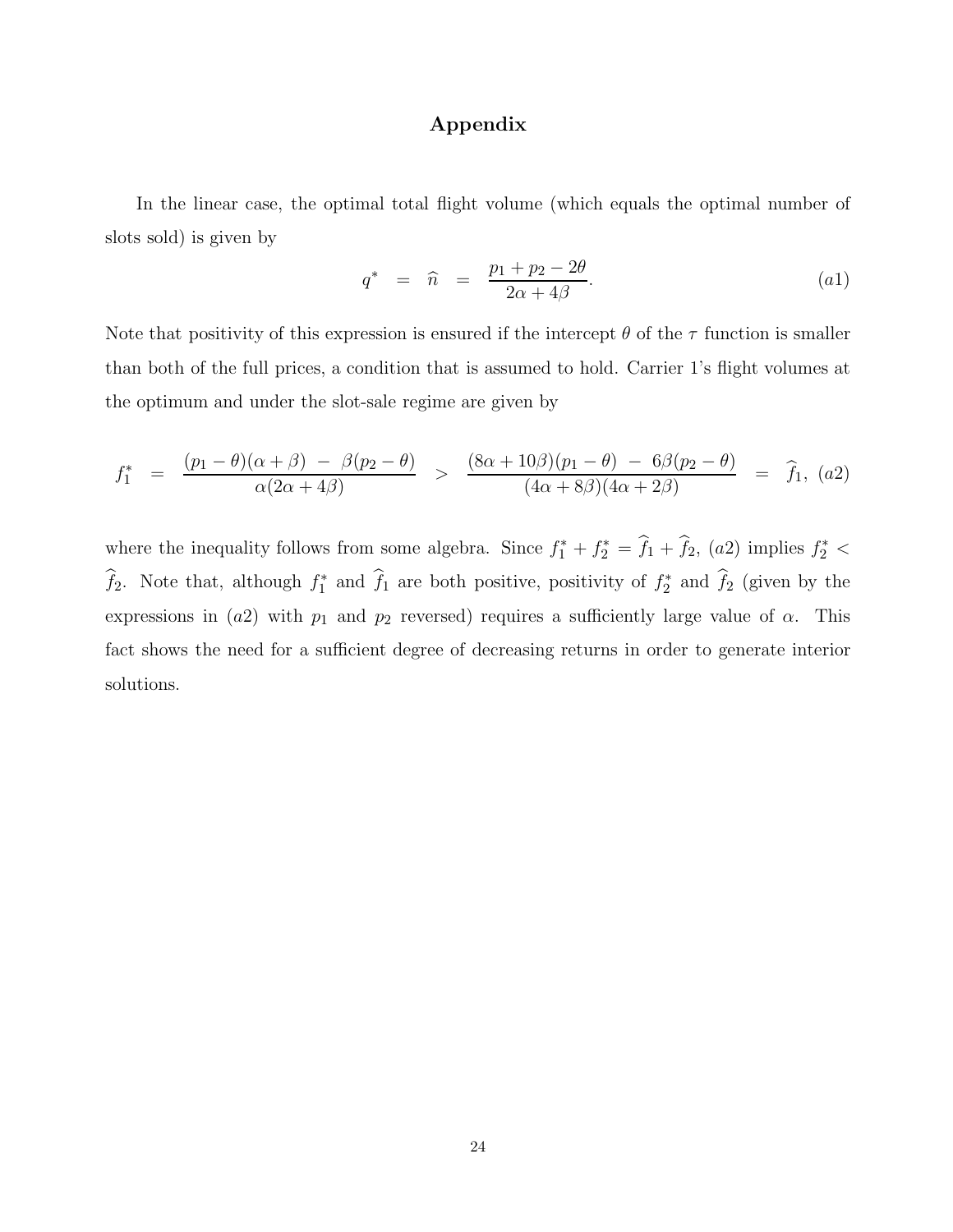# Appendix

In the linear case, the optimal total flight volume (which equals the optimal number of slots sold) is given by

$$q^* \;=\; \widehat{n} \;=\; \frac{p_1 + p_2 - 2\theta}{2\alpha + 4\beta}. \qquad (a1)$$

Note that positivity of this expression is ensured if the intercept $\theta$ of the $\tau$ function is smaller than both of the full prices, a condition that is assumed to hold. Carrier 1's flight volumes at the optimum and under the slot-sale regime are given by

$$f_1^* \;=\; \frac{(p_1 - \theta)(\alpha + \beta) \;-\; \beta(p_2 - \theta)}{\alpha(2\alpha + 4\beta)} \;>\; \frac{(8\alpha + 10\beta)(p_1 - \theta) \;-\; 6\beta(p_2 - \theta)}{(4\alpha + 8\beta)(4\alpha + 2\beta)} \;=\; \widehat{f}_1, \; (a2)$$

where the inequality follows from some algebra. Since $f_1^* + f_2^* = \widehat{f}_1 + \widehat{f}_2$, $(a2)$ implies $f_2^* < \widehat{f}_2$. Note that, although $f_1^*$ and $\widehat{f}_1$ are both positive, positivity of $f_2^*$ and $\widehat{f}_2$ (given by the expressions in $(a2)$ with $p_1$ and $p_2$ reversed) requires a sufficiently large value of $\alpha$. This fact shows the need for a sufficient degree of decreasing returns in order to generate interior solutions.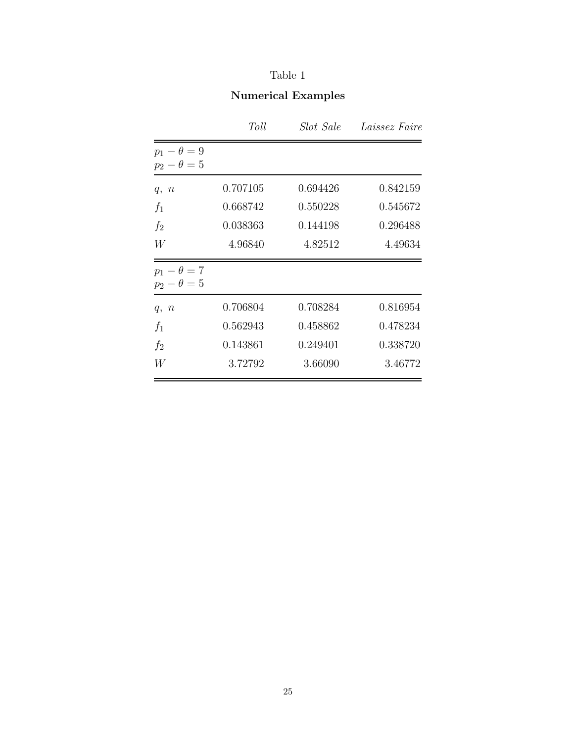Table 1

**Numerical Examples**

| | *Toll* | *Slot Sale* | *Laissez Faire* |
|---|---|---|---|
| $p_1 - \theta = 9$<br>$p_2 - \theta = 5$ | | | |
| $q,\ n$ | 0.707105 | 0.694426 | 0.842159 |
| $f_1$ | 0.668742 | 0.550228 | 0.545672 |
| $f_2$ | 0.038363 | 0.144198 | 0.296488 |
| $W$ | 4.96840 | 4.82512 | 4.49634 |
| $p_1 - \theta = 7$<br>$p_2 - \theta = 5$ | | | |
| $q,\ n$ | 0.706804 | 0.708284 | 0.816954 |
| $f_1$ | 0.562943 | 0.458862 | 0.478234 |
| $f_2$ | 0.143861 | 0.249401 | 0.338720 |
| $W$ | 3.72792 | 3.66090 | 3.46772 |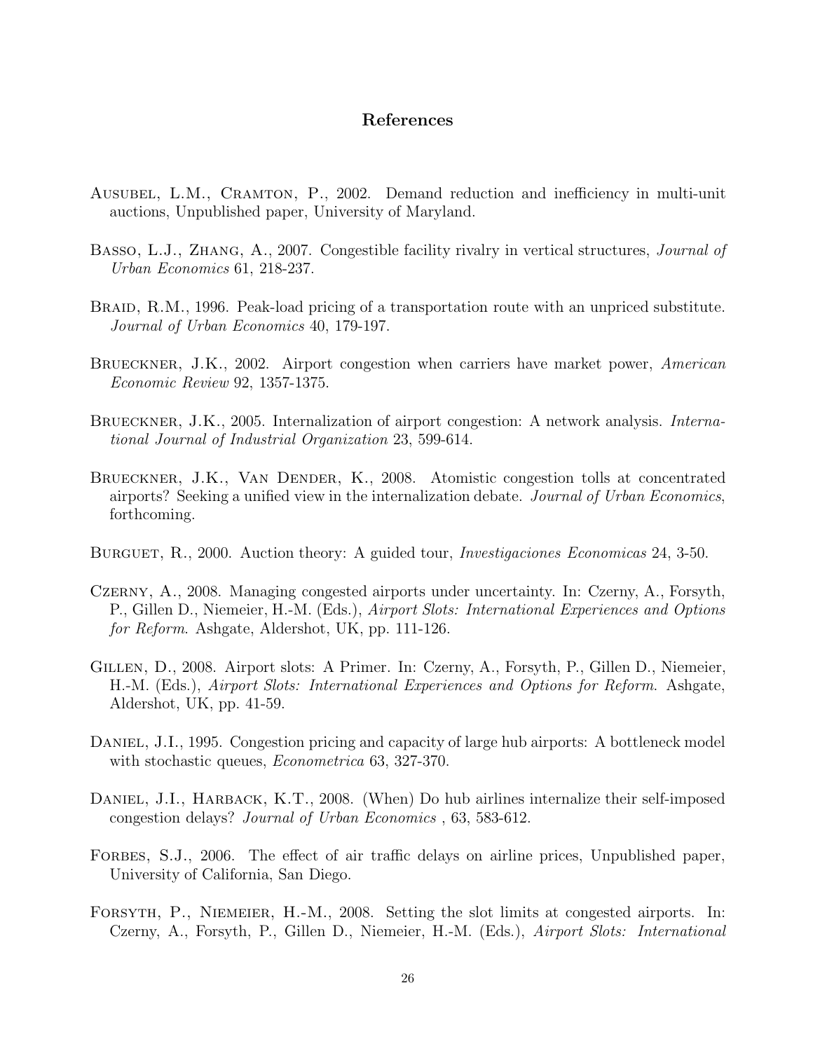# References

Ausubel, L.M., Cramton, P., 2002. Demand reduction and inefficiency in multi-unit auctions, Unpublished paper, University of Maryland.

Basso, L.J., Zhang, A., 2007. Congestible facility rivalry in vertical structures, *Journal of Urban Economics* 61, 218-237.

Braid, R.M., 1996. Peak-load pricing of a transportation route with an unpriced substitute. *Journal of Urban Economics* 40, 179-197.

Brueckner, J.K., 2002. Airport congestion when carriers have market power, *American Economic Review* 92, 1357-1375.

Brueckner, J.K., 2005. Internalization of airport congestion: A network analysis. *International Journal of Industrial Organization* 23, 599-614.

Brueckner, J.K., Van Dender, K., 2008. Atomistic congestion tolls at concentrated airports? Seeking a unified view in the internalization debate. *Journal of Urban Economics*, forthcoming.

Burguet, R., 2000. Auction theory: A guided tour, *Investigaciones Economicas* 24, 3-50.

Czerny, A., 2008. Managing congested airports under uncertainty. In: Czerny, A., Forsyth, P., Gillen D., Niemeier, H.-M. (Eds.), *Airport Slots: International Experiences and Options for Reform*. Ashgate, Aldershot, UK, pp. 111-126.

Gillen, D., 2008. Airport slots: A Primer. In: Czerny, A., Forsyth, P., Gillen D., Niemeier, H.-M. (Eds.), *Airport Slots: International Experiences and Options for Reform*. Ashgate, Aldershot, UK, pp. 41-59.

Daniel, J.I., 1995. Congestion pricing and capacity of large hub airports: A bottleneck model with stochastic queues, *Econometrica* 63, 327-370.

Daniel, J.I., Harback, K.T., 2008. (When) Do hub airlines internalize their self-imposed congestion delays? *Journal of Urban Economics* , 63, 583-612.

Forbes, S.J., 2006. The effect of air traffic delays on airline prices, Unpublished paper, University of California, San Diego.

Forsyth, P., Niemeier, H.-M., 2008. Setting the slot limits at congested airports. In: Czerny, A., Forsyth, P., Gillen D., Niemeier, H.-M. (Eds.), *Airport Slots: International*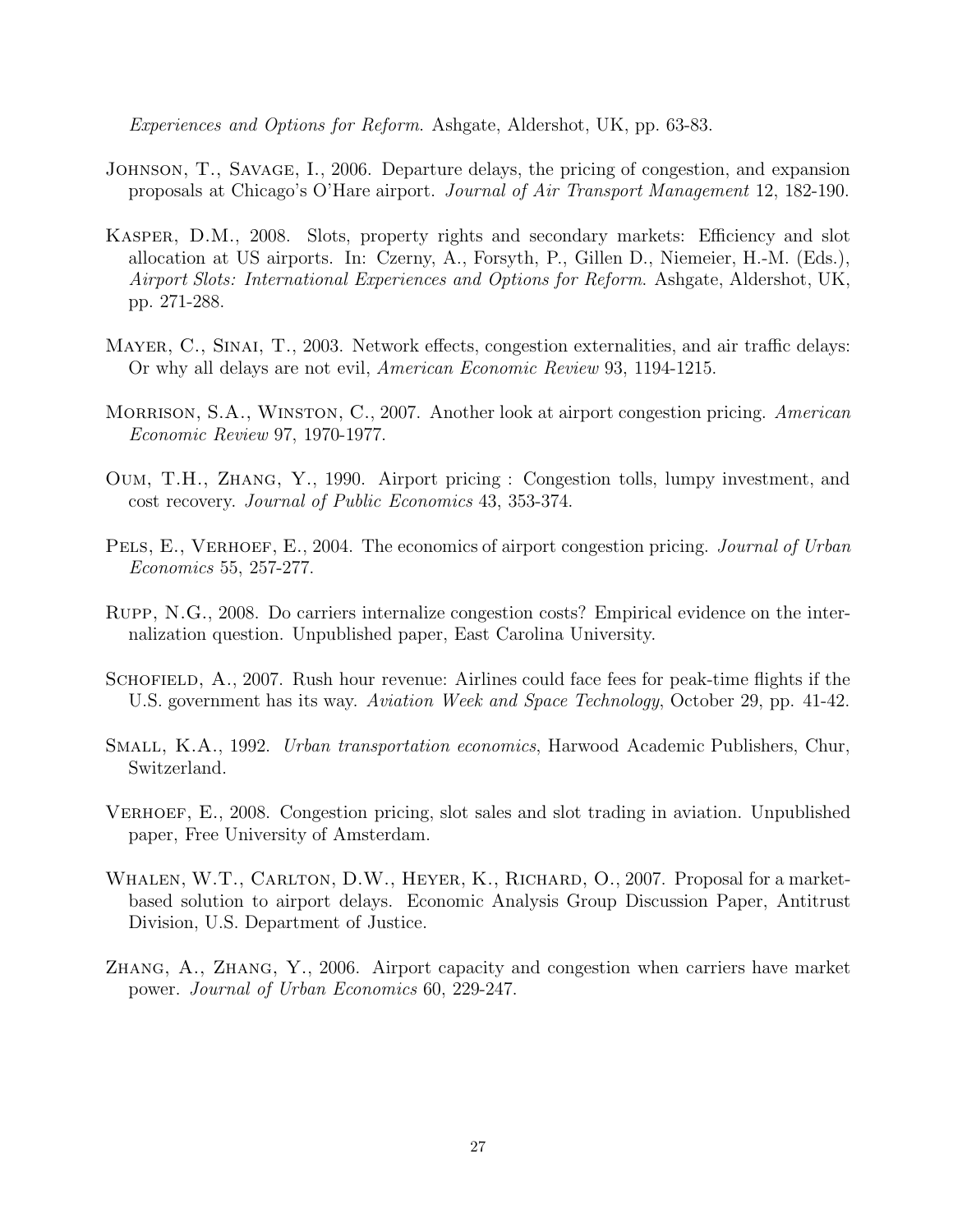*Experiences and Options for Reform*. Ashgate, Aldershot, UK, pp. 63-83.

Johnson, T., Savage, I., 2006. Departure delays, the pricing of congestion, and expansion proposals at Chicago's O'Hare airport. *Journal of Air Transport Management* 12, 182-190.

Kasper, D.M., 2008. Slots, property rights and secondary markets: Efficiency and slot allocation at US airports. In: Czerny, A., Forsyth, P., Gillen D., Niemeier, H.-M. (Eds.), *Airport Slots: International Experiences and Options for Reform*. Ashgate, Aldershot, UK, pp. 271-288.

Mayer, C., Sinai, T., 2003. Network effects, congestion externalities, and air traffic delays: Or why all delays are not evil, *American Economic Review* 93, 1194-1215.

Morrison, S.A., Winston, C., 2007. Another look at airport congestion pricing. *American Economic Review* 97, 1970-1977.

Oum, T.H., Zhang, Y., 1990. Airport pricing : Congestion tolls, lumpy investment, and cost recovery. *Journal of Public Economics* 43, 353-374.

Pels, E., Verhoef, E., 2004. The economics of airport congestion pricing. *Journal of Urban Economics* 55, 257-277.

Rupp, N.G., 2008. Do carriers internalize congestion costs? Empirical evidence on the internalization question. Unpublished paper, East Carolina University.

Schofield, A., 2007. Rush hour revenue: Airlines could face fees for peak-time flights if the U.S. government has its way. *Aviation Week and Space Technology*, October 29, pp. 41-42.

Small, K.A., 1992. *Urban transportation economics*, Harwood Academic Publishers, Chur, Switzerland.

Verhoef, E., 2008. Congestion pricing, slot sales and slot trading in aviation. Unpublished paper, Free University of Amsterdam.

Whalen, W.T., Carlton, D.W., Heyer, K., Richard, O., 2007. Proposal for a market-based solution to airport delays. Economic Analysis Group Discussion Paper, Antitrust Division, U.S. Department of Justice.

Zhang, A., Zhang, Y., 2006. Airport capacity and congestion when carriers have market power. *Journal of Urban Economics* 60, 229-247.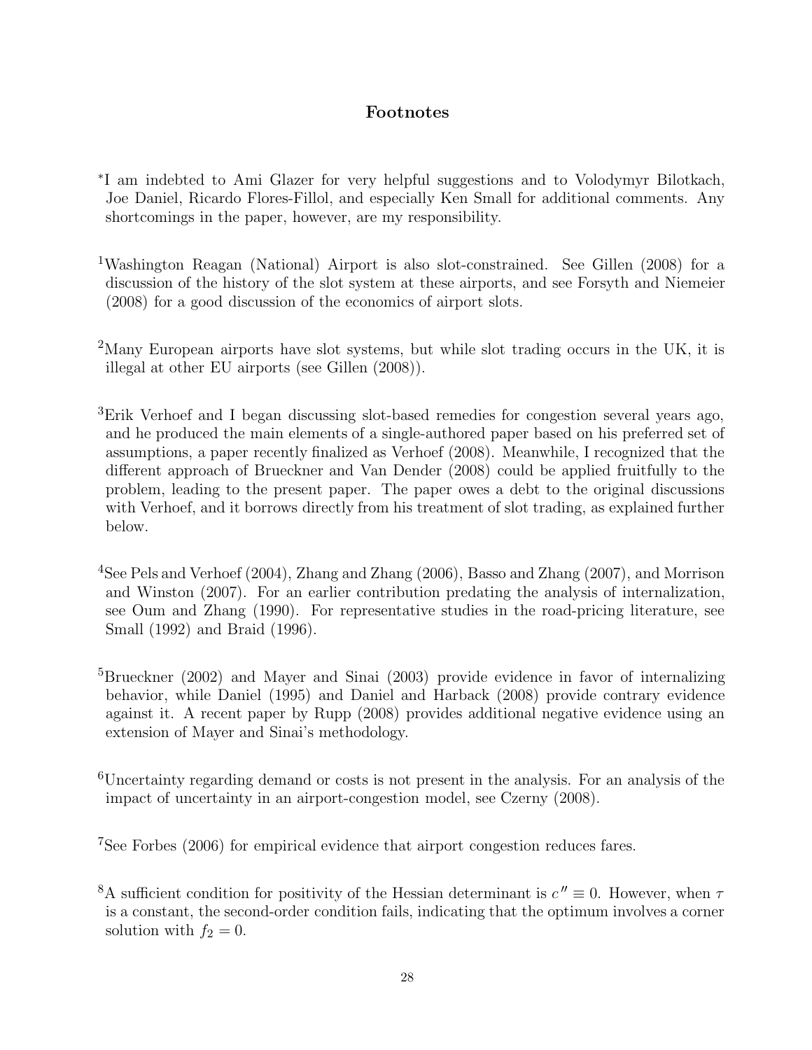## Footnotes

[*]I am indebted to Ami Glazer for very helpful suggestions and to Volodymyr Bilotkach, Joe Daniel, Ricardo Flores-Fillol, and especially Ken Small for additional comments. Any shortcomings in the paper, however, are my responsibility.

[1]Washington Reagan (National) Airport is also slot-constrained. See Gillen (2008) for a discussion of the history of the slot system at these airports, and see Forsyth and Niemeier (2008) for a good discussion of the economics of airport slots.

[2]Many European airports have slot systems, but while slot trading occurs in the UK, it is illegal at other EU airports (see Gillen (2008)).

[3]Erik Verhoef and I began discussing slot-based remedies for congestion several years ago, and he produced the main elements of a single-authored paper based on his preferred set of assumptions, a paper recently finalized as Verhoef (2008). Meanwhile, I recognized that the different approach of Brueckner and Van Dender (2008) could be applied fruitfully to the problem, leading to the present paper. The paper owes a debt to the original discussions with Verhoef, and it borrows directly from his treatment of slot trading, as explained further below.

[4]See Pels and Verhoef (2004), Zhang and Zhang (2006), Basso and Zhang (2007), and Morrison and Winston (2007). For an earlier contribution predating the analysis of internalization, see Oum and Zhang (1990). For representative studies in the road-pricing literature, see Small (1992) and Braid (1996).

[5]Brueckner (2002) and Mayer and Sinai (2003) provide evidence in favor of internalizing behavior, while Daniel (1995) and Daniel and Harback (2008) provide contrary evidence against it. A recent paper by Rupp (2008) provides additional negative evidence using an extension of Mayer and Sinai's methodology.

[6]Uncertainty regarding demand or costs is not present in the analysis. For an analysis of the impact of uncertainty in an airport-congestion model, see Czerny (2008).

[7]See Forbes (2006) for empirical evidence that airport congestion reduces fares.

[8]A sufficient condition for positivity of the Hessian determinant is $c'' \equiv 0$. However, when $\tau$ is a constant, the second-order condition fails, indicating that the optimum involves a corner solution with $f_2 = 0$.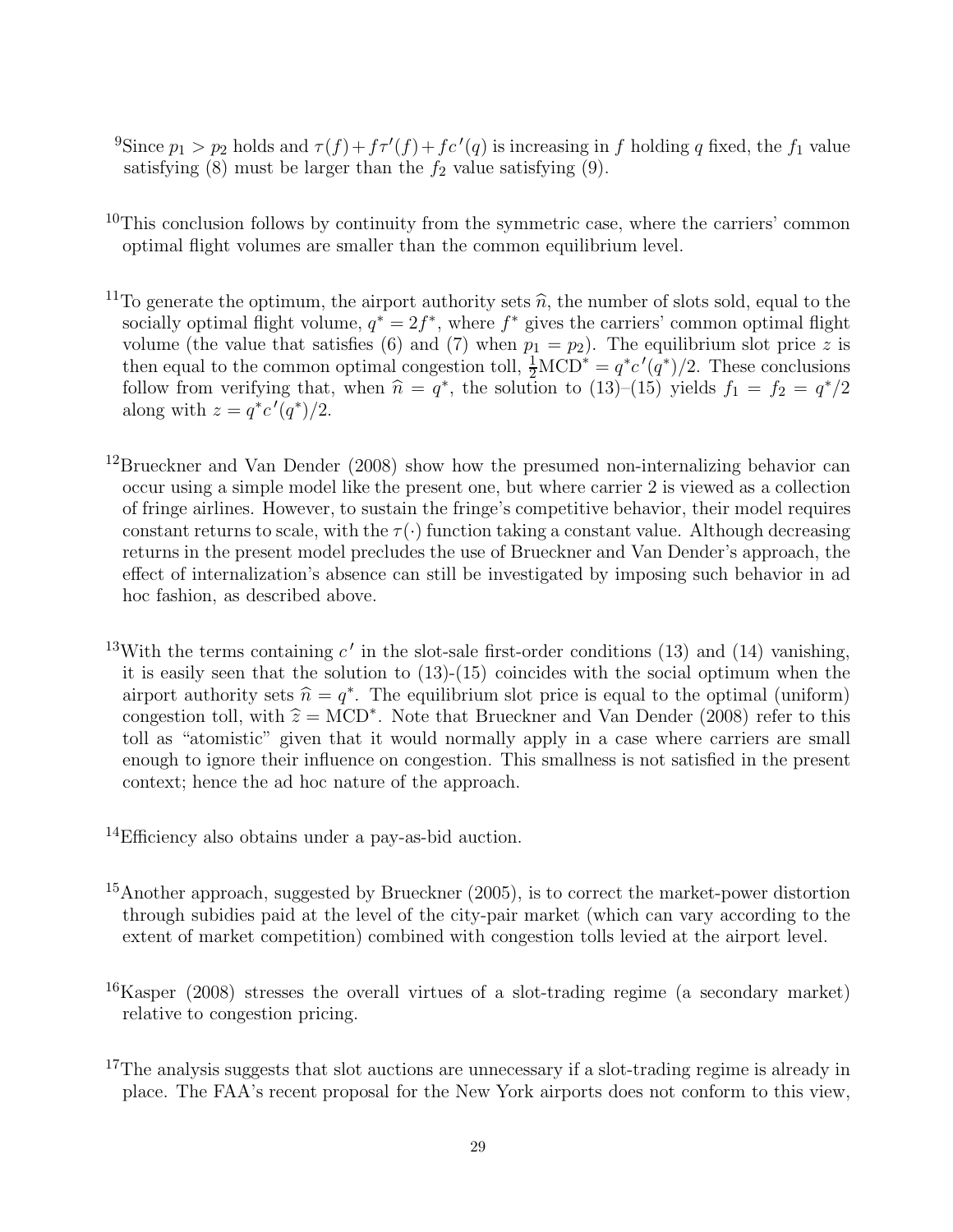[9]Since $p_1 > p_2$ holds and $\tau(f) + f\tau'(f) + fc'(q)$ is increasing in $f$ holding $q$ fixed, the $f_1$ value satisfying (8) must be larger than the $f_2$ value satisfying (9).

[10]This conclusion follows by continuity from the symmetric case, where the carriers' common optimal flight volumes are smaller than the common equilibrium level.

[11]To generate the optimum, the airport authority sets $\widehat{n}$, the number of slots sold, equal to the socially optimal flight volume, $q^* = 2f^*$, where $f^*$ gives the carriers' common optimal flight volume (the value that satisfies (6) and (7) when $p_1 = p_2$). The equilibrium slot price $z$ is then equal to the common optimal congestion toll, $\frac{1}{2}\text{MCD}^* = q^*c'(q^*)/2$. These conclusions follow from verifying that, when $\widehat{n} = q^*$, the solution to (13)–(15) yields $f_1 = f_2 = q^*/2$ along with $z = q^*c'(q^*)/2$.

[12]Brueckner and Van Dender (2008) show how the presumed non-internalizing behavior can occur using a simple model like the present one, but where carrier 2 is viewed as a collection of fringe airlines. However, to sustain the fringe's competitive behavior, their model requires constant returns to scale, with the $\tau(\cdot)$ function taking a constant value. Although decreasing returns in the present model precludes the use of Brueckner and Van Dender's approach, the effect of internalization's absence can still be investigated by imposing such behavior in ad hoc fashion, as described above.

[13]With the terms containing $c'$ in the slot-sale first-order conditions (13) and (14) vanishing, it is easily seen that the solution to (13)-(15) coincides with the social optimum when the airport authority sets $\widehat{n} = q^*$. The equilibrium slot price is equal to the optimal (uniform) congestion toll, with $\widehat{z} = \text{MCD}^*$. Note that Brueckner and Van Dender (2008) refer to this toll as "atomistic" given that it would normally apply in a case where carriers are small enough to ignore their influence on congestion. This smallness is not satisfied in the present context; hence the ad hoc nature of the approach.

[14]Efficiency also obtains under a pay-as-bid auction.

[15]Another approach, suggested by Brueckner (2005), is to correct the market-power distortion through subidies paid at the level of the city-pair market (which can vary according to the extent of market competition) combined with congestion tolls levied at the airport level.

[16]Kasper (2008) stresses the overall virtues of a slot-trading regime (a secondary market) relative to congestion pricing.

[17]The analysis suggests that slot auctions are unnecessary if a slot-trading regime is already in place. The FAA's recent proposal for the New York airports does not conform to this view,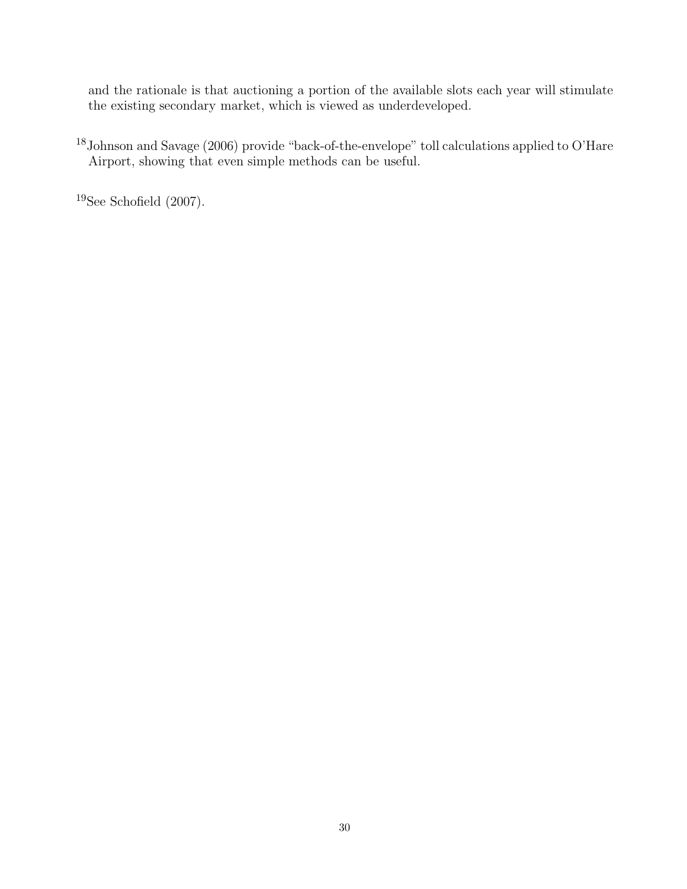and the rationale is that auctioning a portion of the available slots each year will stimulate the existing secondary market, which is viewed as underdeveloped.

[18] Johnson and Savage (2006) provide "back-of-the-envelope" toll calculations applied to O'Hare Airport, showing that even simple methods can be useful.

[19] See Schofield (2007).